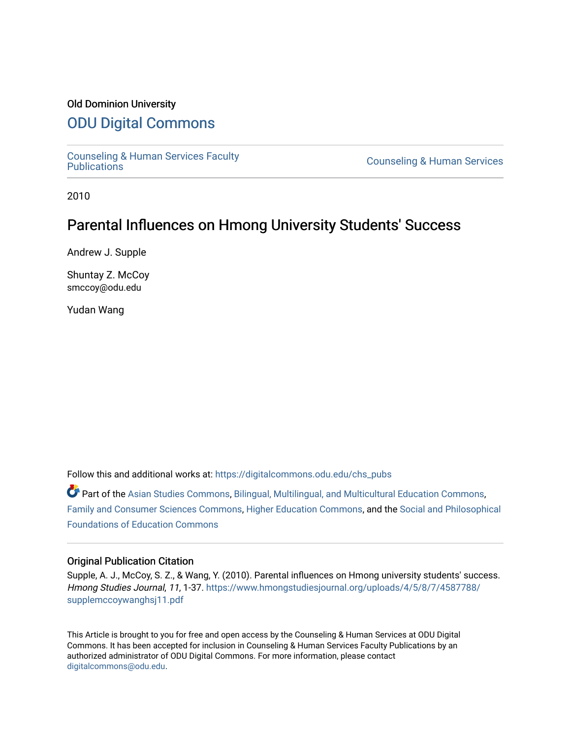Old Dominion University

# ODU Digital Commons

Counseling & Human Services Faculty Publications | Counseling & Human Services

2010

## Parental Influences on Hmong University Students' Success

Andrew J. Supple

Shuntay Z. McCoy
smccoy@odu.edu

Yudan Wang

Follow this and additional works at: https://digitalcommons.odu.edu/chs_pubs

Part of the Asian Studies Commons, Bilingual, Multilingual, and Multicultural Education Commons, Family and Consumer Sciences Commons, Higher Education Commons, and the Social and Philosophical Foundations of Education Commons

### Original Publication Citation

Supple, A. J., McCoy, S. Z., & Wang, Y. (2010). Parental influences on Hmong university students' success. *Hmong Studies Journal*, *11*, 1-37. https://www.hmongstudiesjournal.org/uploads/4/5/8/7/4587788/supplemccoywanghsj11.pdf

This Article is brought to you for free and open access by the Counseling & Human Services at ODU Digital Commons. It has been accepted for inclusion in Counseling & Human Services Faculty Publications by an authorized administrator of ODU Digital Commons. For more information, please contact digitalcommons@odu.edu.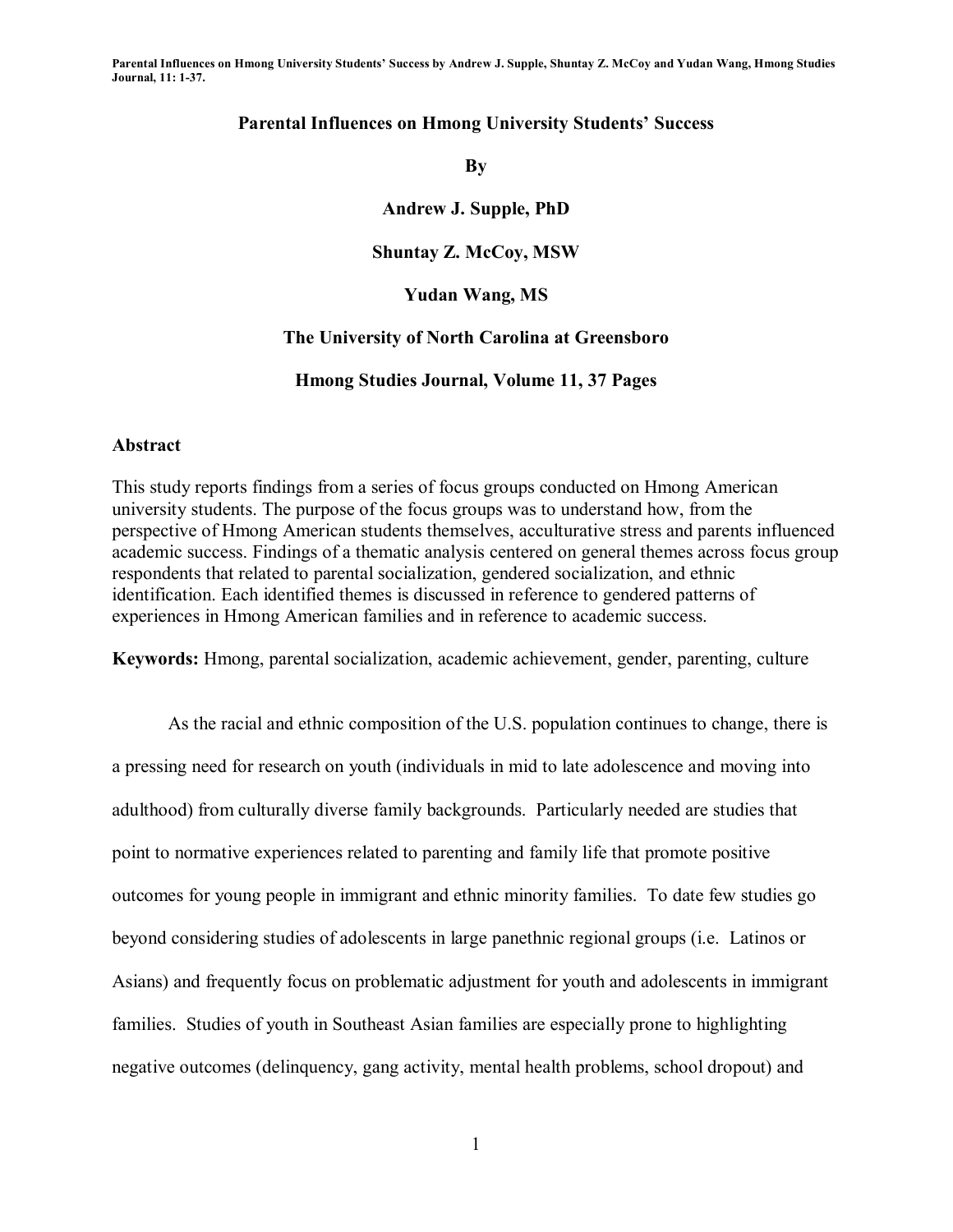# Parental Influences on Hmong University Students' Success

**By**

**Andrew J. Supple, PhD**

**Shuntay Z. McCoy, MSW**

**Yudan Wang, MS**

**The University of North Carolina at Greensboro**

**Hmong Studies Journal, Volume 11, 37 Pages**

## Abstract

This study reports findings from a series of focus groups conducted on Hmong American university students. The purpose of the focus groups was to understand how, from the perspective of Hmong American students themselves, acculturative stress and parents influenced academic success. Findings of a thematic analysis centered on general themes across focus group respondents that related to parental socialization, gendered socialization, and ethnic identification. Each identified themes is discussed in reference to gendered patterns of experiences in Hmong American families and in reference to academic success.

**Keywords:** Hmong, parental socialization, academic achievement, gender, parenting, culture

As the racial and ethnic composition of the U.S. population continues to change, there is a pressing need for research on youth (individuals in mid to late adolescence and moving into adulthood) from culturally diverse family backgrounds. Particularly needed are studies that point to normative experiences related to parenting and family life that promote positive outcomes for young people in immigrant and ethnic minority families. To date few studies go beyond considering studies of adolescents in large panethnic regional groups (i.e. Latinos or Asians) and frequently focus on problematic adjustment for youth and adolescents in immigrant families. Studies of youth in Southeast Asian families are especially prone to highlighting negative outcomes (delinquency, gang activity, mental health problems, school dropout) and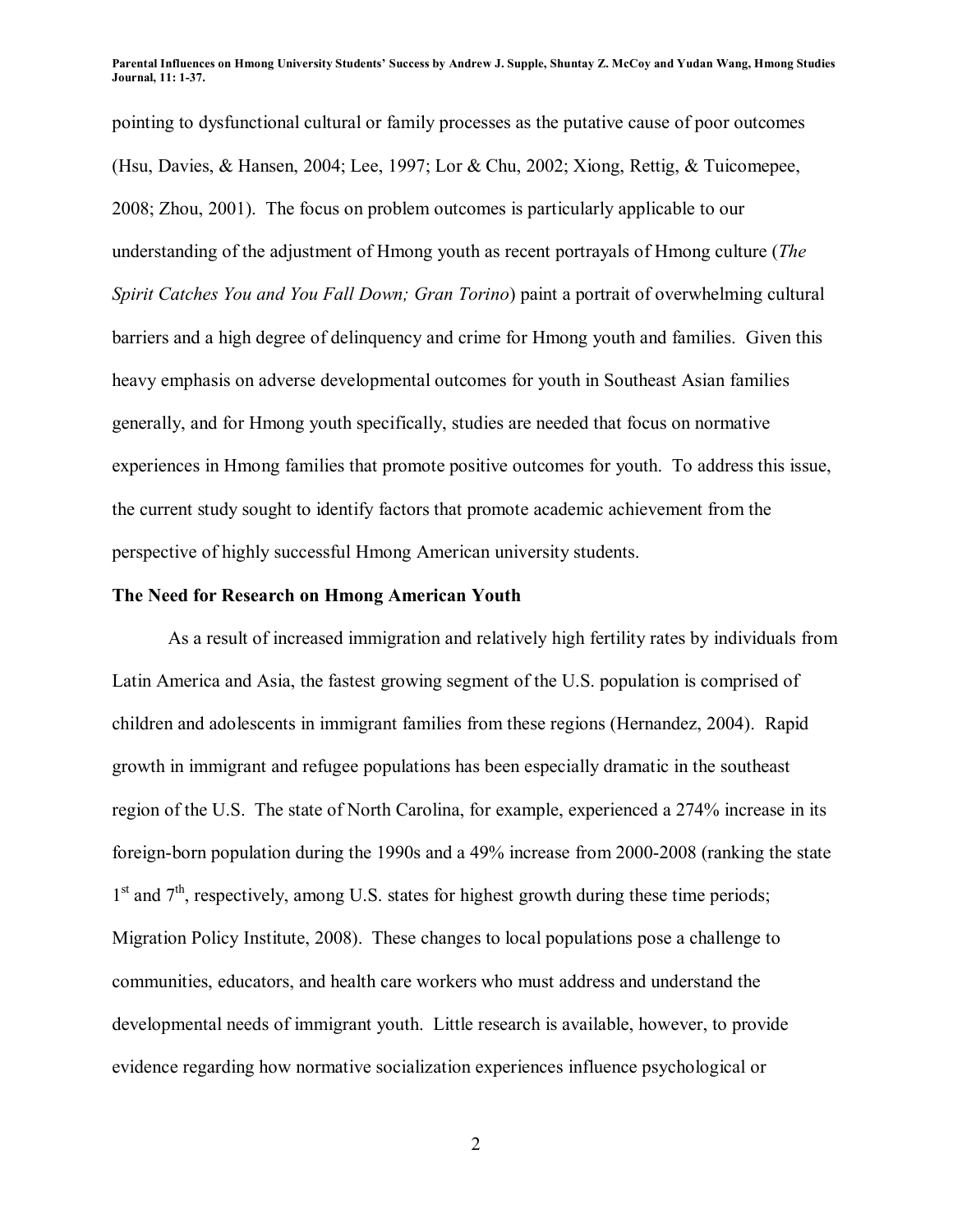pointing to dysfunctional cultural or family processes as the putative cause of poor outcomes (Hsu, Davies, & Hansen, 2004; Lee, 1997; Lor & Chu, 2002; Xiong, Rettig, & Tuicomepee, 2008; Zhou, 2001). The focus on problem outcomes is particularly applicable to our understanding of the adjustment of Hmong youth as recent portrayals of Hmong culture (*The Spirit Catches You and You Fall Down; Gran Torino*) paint a portrait of overwhelming cultural barriers and a high degree of delinquency and crime for Hmong youth and families. Given this heavy emphasis on adverse developmental outcomes for youth in Southeast Asian families generally, and for Hmong youth specifically, studies are needed that focus on normative experiences in Hmong families that promote positive outcomes for youth. To address this issue, the current study sought to identify factors that promote academic achievement from the perspective of highly successful Hmong American university students.

**The Need for Research on Hmong American Youth**

As a result of increased immigration and relatively high fertility rates by individuals from Latin America and Asia, the fastest growing segment of the U.S. population is comprised of children and adolescents in immigrant families from these regions (Hernandez, 2004). Rapid growth in immigrant and refugee populations has been especially dramatic in the southeast region of the U.S. The state of North Carolina, for example, experienced a 274% increase in its foreign-born population during the 1990s and a 49% increase from 2000-2008 (ranking the state 1st and 7th, respectively, among U.S. states for highest growth during these time periods; Migration Policy Institute, 2008). These changes to local populations pose a challenge to communities, educators, and health care workers who must address and understand the developmental needs of immigrant youth. Little research is available, however, to provide evidence regarding how normative socialization experiences influence psychological or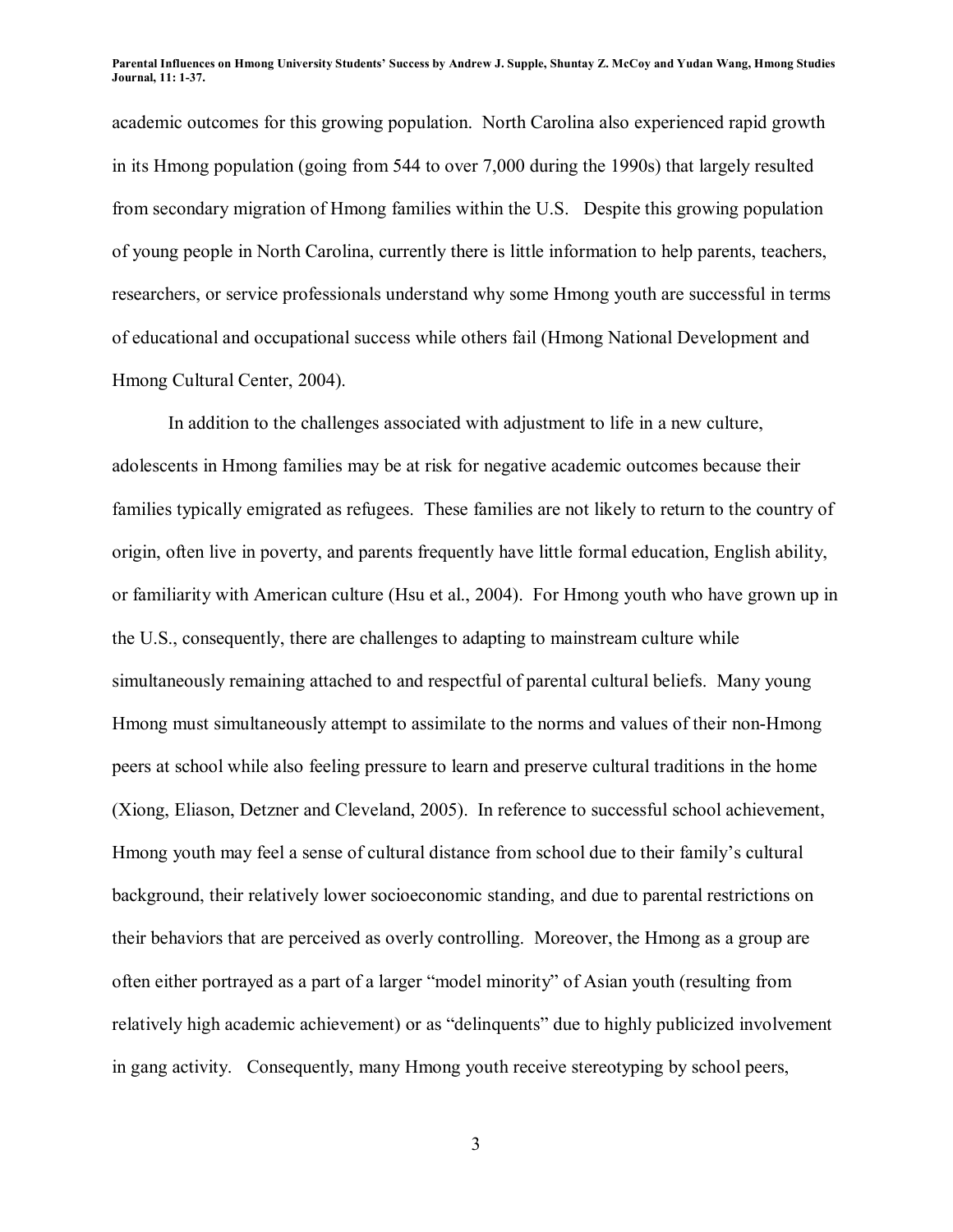academic outcomes for this growing population. North Carolina also experienced rapid growth in its Hmong population (going from 544 to over 7,000 during the 1990s) that largely resulted from secondary migration of Hmong families within the U.S. Despite this growing population of young people in North Carolina, currently there is little information to help parents, teachers, researchers, or service professionals understand why some Hmong youth are successful in terms of educational and occupational success while others fail (Hmong National Development and Hmong Cultural Center, 2004).

In addition to the challenges associated with adjustment to life in a new culture, adolescents in Hmong families may be at risk for negative academic outcomes because their families typically emigrated as refugees. These families are not likely to return to the country of origin, often live in poverty, and parents frequently have little formal education, English ability, or familiarity with American culture (Hsu et al., 2004). For Hmong youth who have grown up in the U.S., consequently, there are challenges to adapting to mainstream culture while simultaneously remaining attached to and respectful of parental cultural beliefs. Many young Hmong must simultaneously attempt to assimilate to the norms and values of their non-Hmong peers at school while also feeling pressure to learn and preserve cultural traditions in the home (Xiong, Eliason, Detzner and Cleveland, 2005). In reference to successful school achievement, Hmong youth may feel a sense of cultural distance from school due to their family's cultural background, their relatively lower socioeconomic standing, and due to parental restrictions on their behaviors that are perceived as overly controlling. Moreover, the Hmong as a group are often either portrayed as a part of a larger "model minority" of Asian youth (resulting from relatively high academic achievement) or as "delinquents" due to highly publicized involvement in gang activity. Consequently, many Hmong youth receive stereotyping by school peers,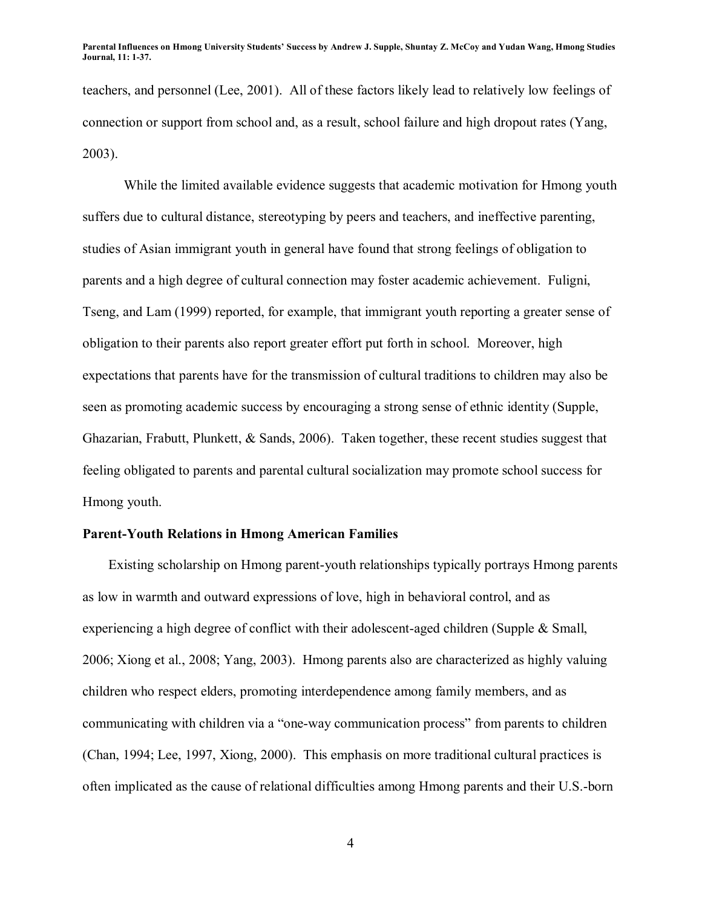teachers, and personnel (Lee, 2001). All of these factors likely lead to relatively low feelings of connection or support from school and, as a result, school failure and high dropout rates (Yang, 2003).

While the limited available evidence suggests that academic motivation for Hmong youth suffers due to cultural distance, stereotyping by peers and teachers, and ineffective parenting, studies of Asian immigrant youth in general have found that strong feelings of obligation to parents and a high degree of cultural connection may foster academic achievement. Fuligni, Tseng, and Lam (1999) reported, for example, that immigrant youth reporting a greater sense of obligation to their parents also report greater effort put forth in school. Moreover, high expectations that parents have for the transmission of cultural traditions to children may also be seen as promoting academic success by encouraging a strong sense of ethnic identity (Supple, Ghazarian, Frabutt, Plunkett, & Sands, 2006). Taken together, these recent studies suggest that feeling obligated to parents and parental cultural socialization may promote school success for Hmong youth.

## Parent-Youth Relations in Hmong American Families

Existing scholarship on Hmong parent-youth relationships typically portrays Hmong parents as low in warmth and outward expressions of love, high in behavioral control, and as experiencing a high degree of conflict with their adolescent-aged children (Supple & Small, 2006; Xiong et al., 2008; Yang, 2003). Hmong parents also are characterized as highly valuing children who respect elders, promoting interdependence among family members, and as communicating with children via a "one-way communication process" from parents to children (Chan, 1994; Lee, 1997, Xiong, 2000). This emphasis on more traditional cultural practices is often implicated as the cause of relational difficulties among Hmong parents and their U.S.-born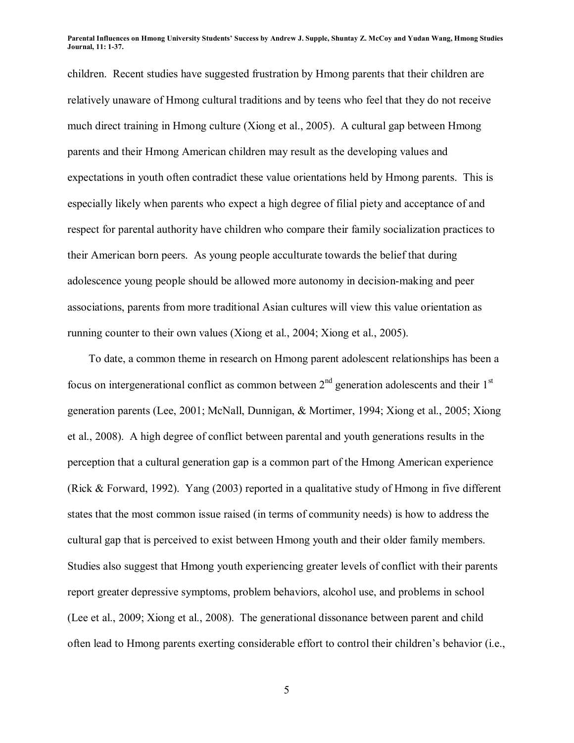children. Recent studies have suggested frustration by Hmong parents that their children are relatively unaware of Hmong cultural traditions and by teens who feel that they do not receive much direct training in Hmong culture (Xiong et al., 2005). A cultural gap between Hmong parents and their Hmong American children may result as the developing values and expectations in youth often contradict these value orientations held by Hmong parents. This is especially likely when parents who expect a high degree of filial piety and acceptance of and respect for parental authority have children who compare their family socialization practices to their American born peers. As young people acculturate towards the belief that during adolescence young people should be allowed more autonomy in decision-making and peer associations, parents from more traditional Asian cultures will view this value orientation as running counter to their own values (Xiong et al., 2004; Xiong et al., 2005).

To date, a common theme in research on Hmong parent adolescent relationships has been a focus on intergenerational conflict as common between 2nd generation adolescents and their 1st generation parents (Lee, 2001; McNall, Dunnigan, & Mortimer, 1994; Xiong et al., 2005; Xiong et al., 2008). A high degree of conflict between parental and youth generations results in the perception that a cultural generation gap is a common part of the Hmong American experience (Rick & Forward, 1992). Yang (2003) reported in a qualitative study of Hmong in five different states that the most common issue raised (in terms of community needs) is how to address the cultural gap that is perceived to exist between Hmong youth and their older family members. Studies also suggest that Hmong youth experiencing greater levels of conflict with their parents report greater depressive symptoms, problem behaviors, alcohol use, and problems in school (Lee et al., 2009; Xiong et al., 2008). The generational dissonance between parent and child often lead to Hmong parents exerting considerable effort to control their children's behavior (i.e.,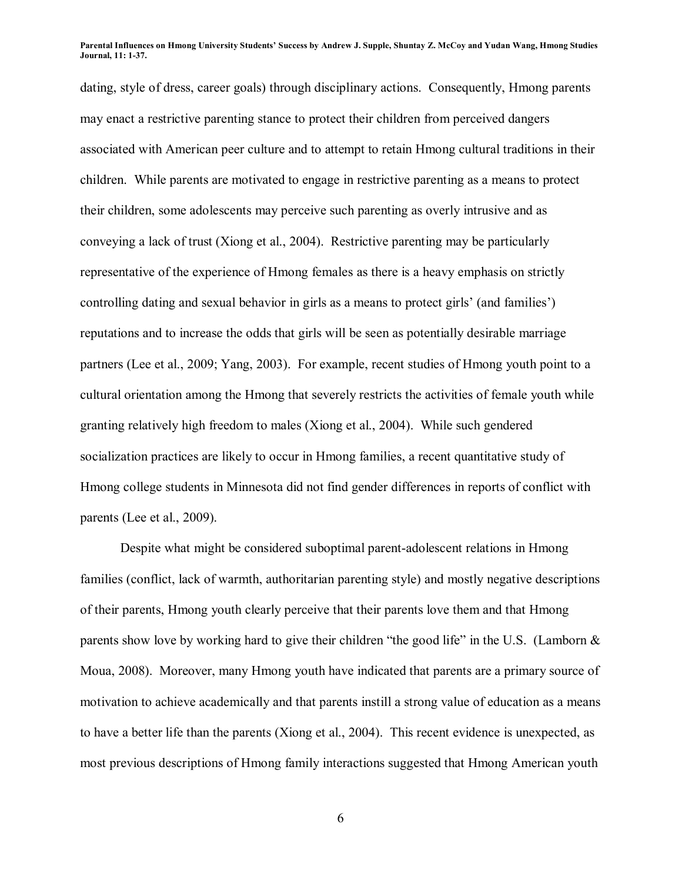dating, style of dress, career goals) through disciplinary actions. Consequently, Hmong parents may enact a restrictive parenting stance to protect their children from perceived dangers associated with American peer culture and to attempt to retain Hmong cultural traditions in their children. While parents are motivated to engage in restrictive parenting as a means to protect their children, some adolescents may perceive such parenting as overly intrusive and as conveying a lack of trust (Xiong et al., 2004). Restrictive parenting may be particularly representative of the experience of Hmong females as there is a heavy emphasis on strictly controlling dating and sexual behavior in girls as a means to protect girls' (and families') reputations and to increase the odds that girls will be seen as potentially desirable marriage partners (Lee et al., 2009; Yang, 2003). For example, recent studies of Hmong youth point to a cultural orientation among the Hmong that severely restricts the activities of female youth while granting relatively high freedom to males (Xiong et al., 2004). While such gendered socialization practices are likely to occur in Hmong families, a recent quantitative study of Hmong college students in Minnesota did not find gender differences in reports of conflict with parents (Lee et al., 2009).

Despite what might be considered suboptimal parent-adolescent relations in Hmong families (conflict, lack of warmth, authoritarian parenting style) and mostly negative descriptions of their parents, Hmong youth clearly perceive that their parents love them and that Hmong parents show love by working hard to give their children "the good life" in the U.S. (Lamborn & Moua, 2008). Moreover, many Hmong youth have indicated that parents are a primary source of motivation to achieve academically and that parents instill a strong value of education as a means to have a better life than the parents (Xiong et al., 2004). This recent evidence is unexpected, as most previous descriptions of Hmong family interactions suggested that Hmong American youth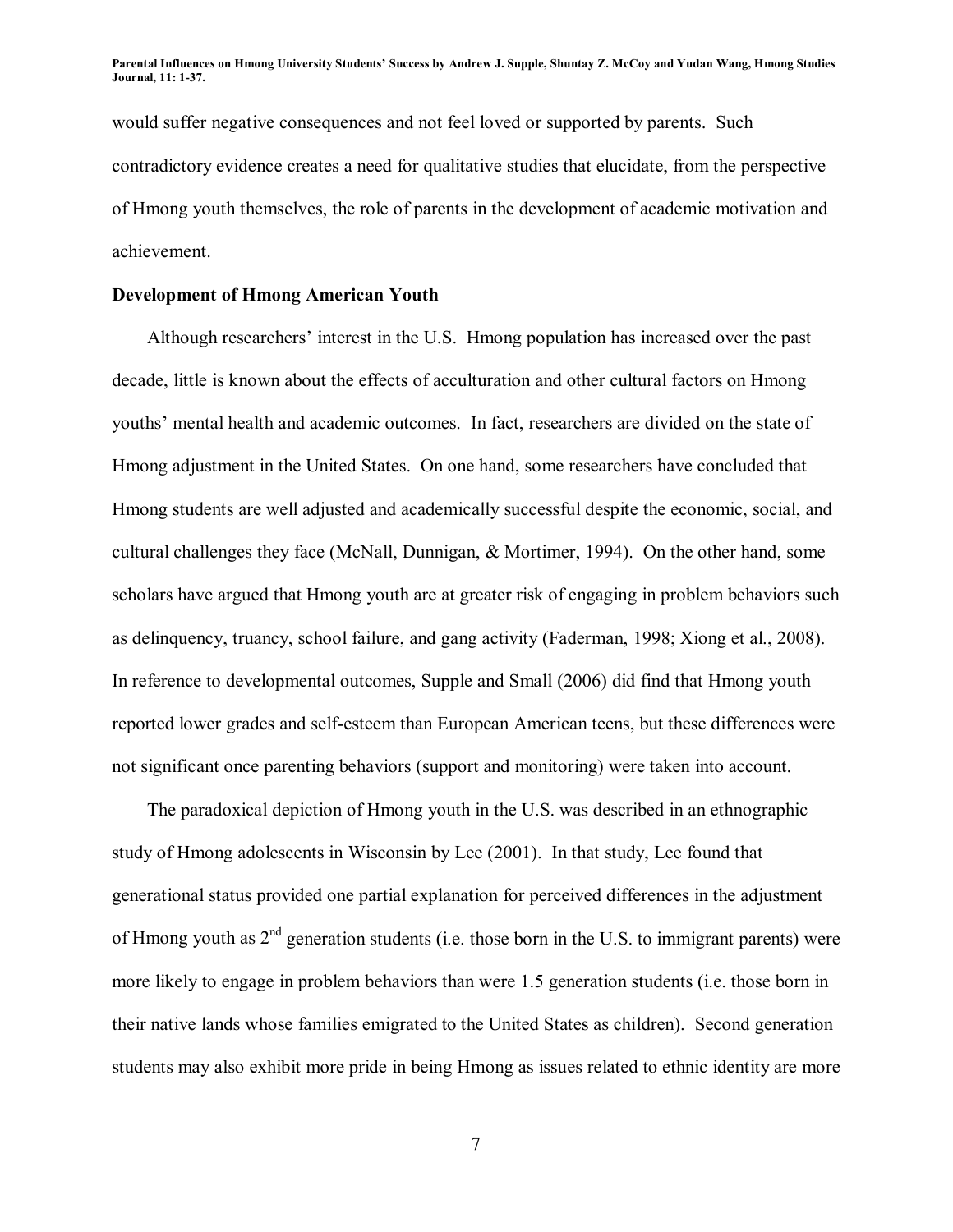would suffer negative consequences and not feel loved or supported by parents. Such contradictory evidence creates a need for qualitative studies that elucidate, from the perspective of Hmong youth themselves, the role of parents in the development of academic motivation and achievement.

**Development of Hmong American Youth**

Although researchers' interest in the U.S. Hmong population has increased over the past decade, little is known about the effects of acculturation and other cultural factors on Hmong youths' mental health and academic outcomes. In fact, researchers are divided on the state of Hmong adjustment in the United States. On one hand, some researchers have concluded that Hmong students are well adjusted and academically successful despite the economic, social, and cultural challenges they face (McNall, Dunnigan, & Mortimer, 1994). On the other hand, some scholars have argued that Hmong youth are at greater risk of engaging in problem behaviors such as delinquency, truancy, school failure, and gang activity (Faderman, 1998; Xiong et al., 2008). In reference to developmental outcomes, Supple and Small (2006) did find that Hmong youth reported lower grades and self-esteem than European American teens, but these differences were not significant once parenting behaviors (support and monitoring) were taken into account.

The paradoxical depiction of Hmong youth in the U.S. was described in an ethnographic study of Hmong adolescents in Wisconsin by Lee (2001). In that study, Lee found that generational status provided one partial explanation for perceived differences in the adjustment of Hmong youth as 2nd generation students (i.e. those born in the U.S. to immigrant parents) were more likely to engage in problem behaviors than were 1.5 generation students (i.e. those born in their native lands whose families emigrated to the United States as children). Second generation students may also exhibit more pride in being Hmong as issues related to ethnic identity are more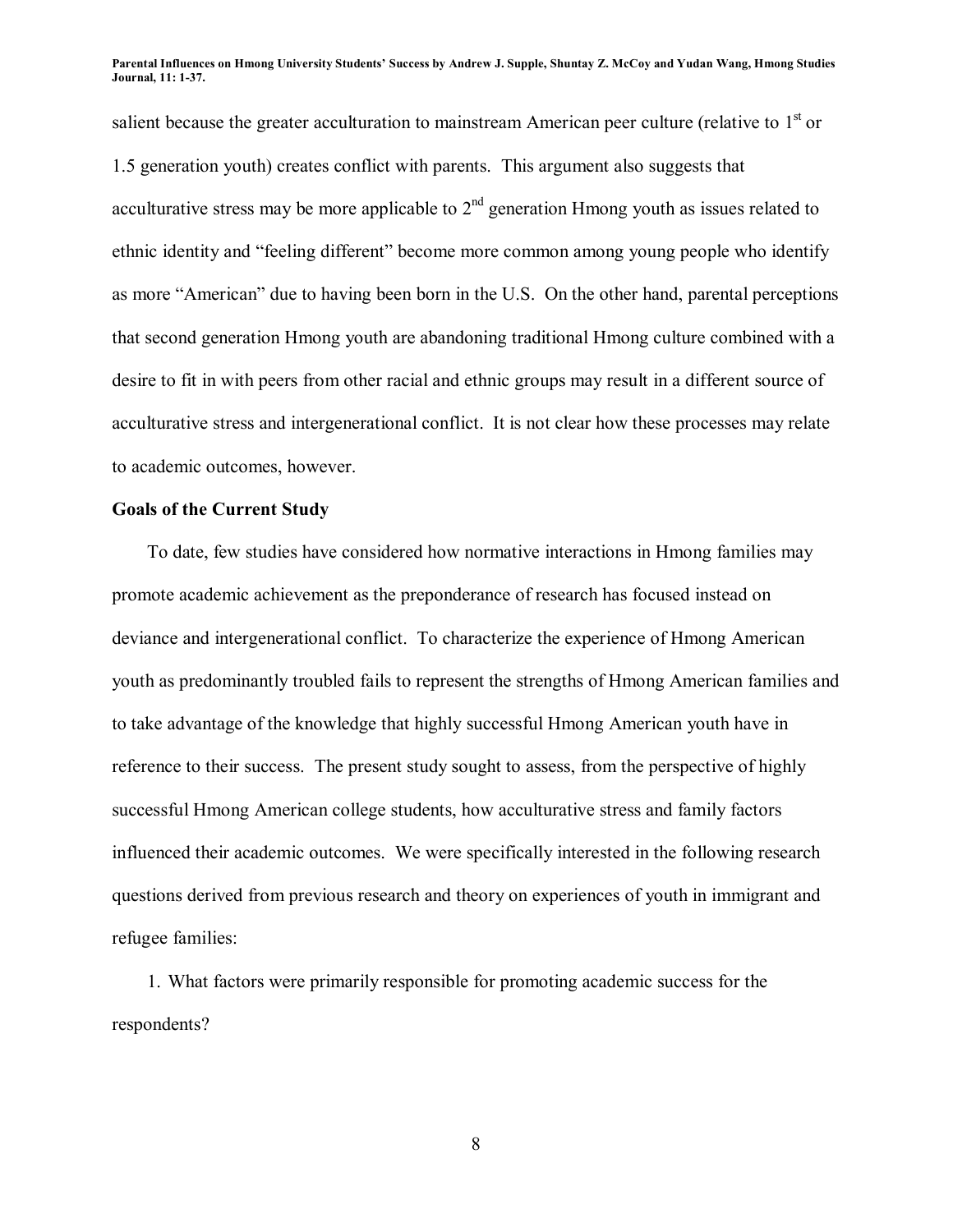salient because the greater acculturation to mainstream American peer culture (relative to 1st or 1.5 generation youth) creates conflict with parents. This argument also suggests that acculturative stress may be more applicable to 2nd generation Hmong youth as issues related to ethnic identity and "feeling different" become more common among young people who identify as more "American" due to having been born in the U.S. On the other hand, parental perceptions that second generation Hmong youth are abandoning traditional Hmong culture combined with a desire to fit in with peers from other racial and ethnic groups may result in a different source of acculturative stress and intergenerational conflict. It is not clear how these processes may relate to academic outcomes, however.

**Goals of the Current Study**

To date, few studies have considered how normative interactions in Hmong families may promote academic achievement as the preponderance of research has focused instead on deviance and intergenerational conflict. To characterize the experience of Hmong American youth as predominantly troubled fails to represent the strengths of Hmong American families and to take advantage of the knowledge that highly successful Hmong American youth have in reference to their success. The present study sought to assess, from the perspective of highly successful Hmong American college students, how acculturative stress and family factors influenced their academic outcomes. We were specifically interested in the following research questions derived from previous research and theory on experiences of youth in immigrant and refugee families:

1. What factors were primarily responsible for promoting academic success for the respondents?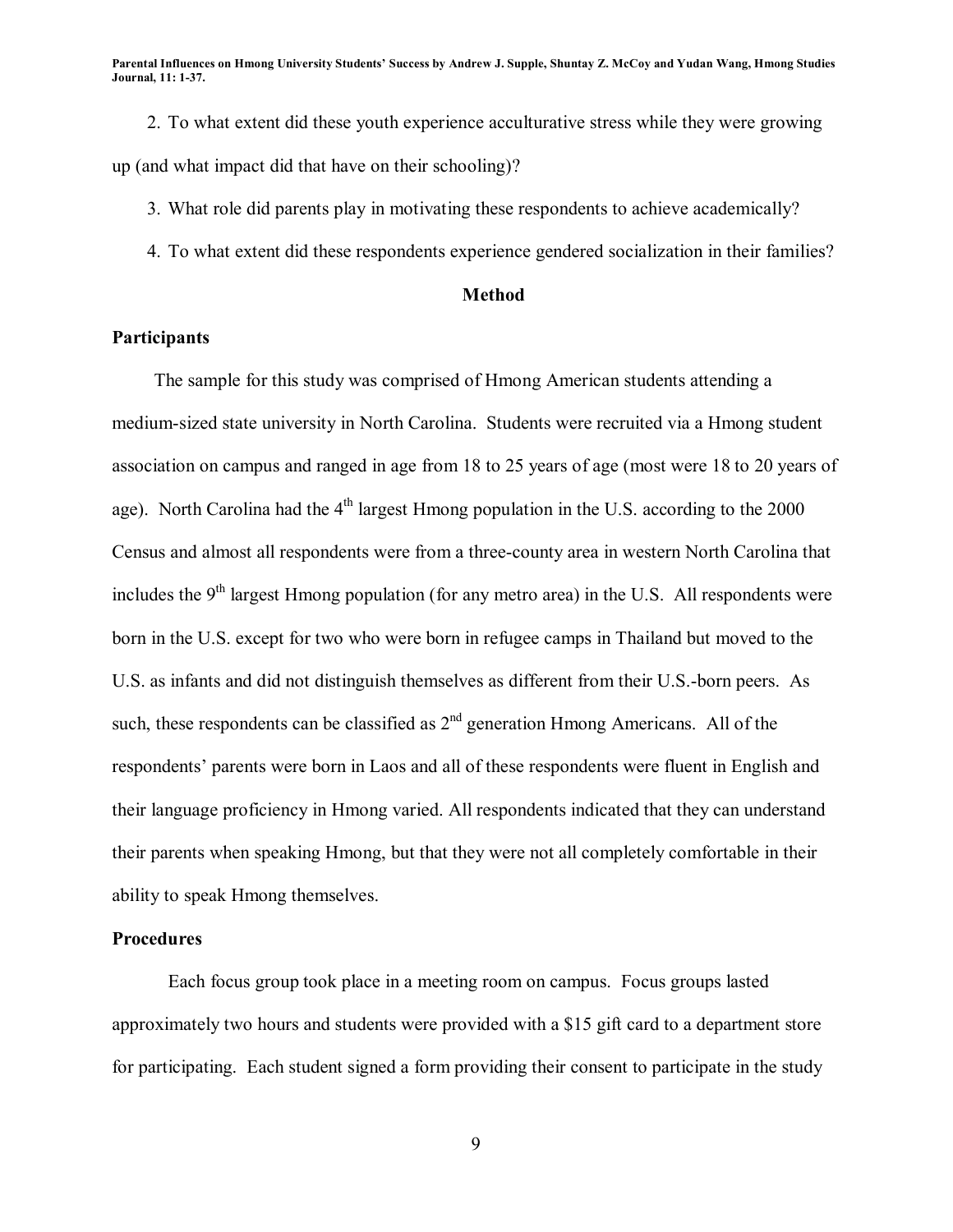2. To what extent did these youth experience acculturative stress while they were growing up (and what impact did that have on their schooling)?

3. What role did parents play in motivating these respondents to achieve academically?

4. To what extent did these respondents experience gendered socialization in their families?

## Method

### Participants

The sample for this study was comprised of Hmong American students attending a medium-sized state university in North Carolina. Students were recruited via a Hmong student association on campus and ranged in age from 18 to 25 years of age (most were 18 to 20 years of age). North Carolina had the 4th largest Hmong population in the U.S. according to the 2000 Census and almost all respondents were from a three-county area in western North Carolina that includes the 9th largest Hmong population (for any metro area) in the U.S. All respondents were born in the U.S. except for two who were born in refugee camps in Thailand but moved to the U.S. as infants and did not distinguish themselves as different from their U.S.-born peers. As such, these respondents can be classified as 2nd generation Hmong Americans. All of the respondents' parents were born in Laos and all of these respondents were fluent in English and their language proficiency in Hmong varied. All respondents indicated that they can understand their parents when speaking Hmong, but that they were not all completely comfortable in their ability to speak Hmong themselves.

### Procedures

Each focus group took place in a meeting room on campus. Focus groups lasted approximately two hours and students were provided with a $15 gift card to a department store for participating. Each student signed a form providing their consent to participate in the study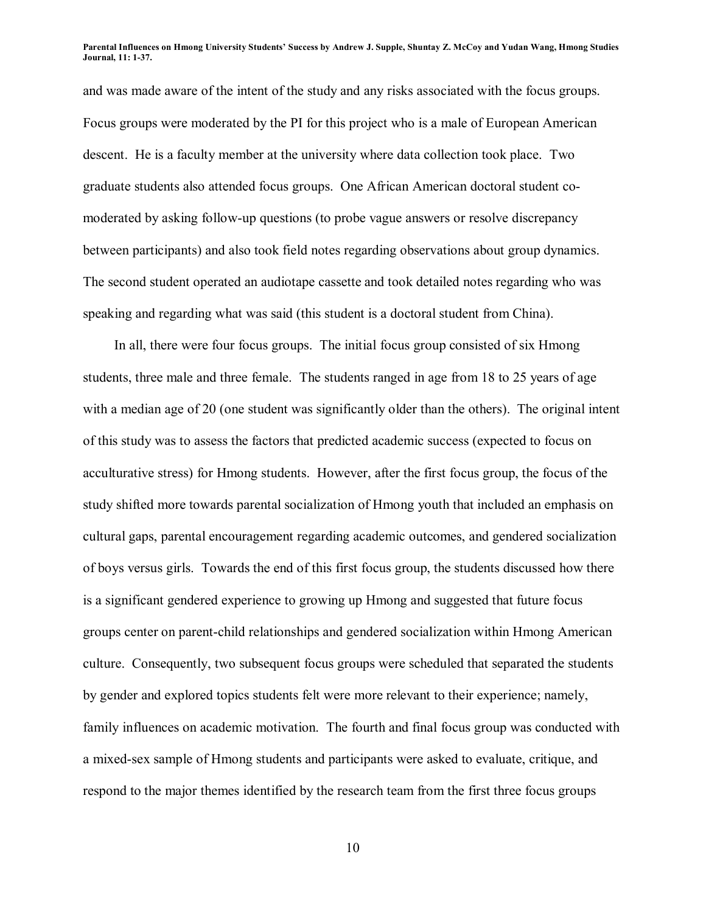and was made aware of the intent of the study and any risks associated with the focus groups. Focus groups were moderated by the PI for this project who is a male of European American descent. He is a faculty member at the university where data collection took place. Two graduate students also attended focus groups. One African American doctoral student co-moderated by asking follow-up questions (to probe vague answers or resolve discrepancy between participants) and also took field notes regarding observations about group dynamics. The second student operated an audiotape cassette and took detailed notes regarding who was speaking and regarding what was said (this student is a doctoral student from China).

In all, there were four focus groups. The initial focus group consisted of six Hmong students, three male and three female. The students ranged in age from 18 to 25 years of age with a median age of 20 (one student was significantly older than the others). The original intent of this study was to assess the factors that predicted academic success (expected to focus on acculturative stress) for Hmong students. However, after the first focus group, the focus of the study shifted more towards parental socialization of Hmong youth that included an emphasis on cultural gaps, parental encouragement regarding academic outcomes, and gendered socialization of boys versus girls. Towards the end of this first focus group, the students discussed how there is a significant gendered experience to growing up Hmong and suggested that future focus groups center on parent-child relationships and gendered socialization within Hmong American culture. Consequently, two subsequent focus groups were scheduled that separated the students by gender and explored topics students felt were more relevant to their experience; namely, family influences on academic motivation. The fourth and final focus group was conducted with a mixed-sex sample of Hmong students and participants were asked to evaluate, critique, and respond to the major themes identified by the research team from the first three focus groups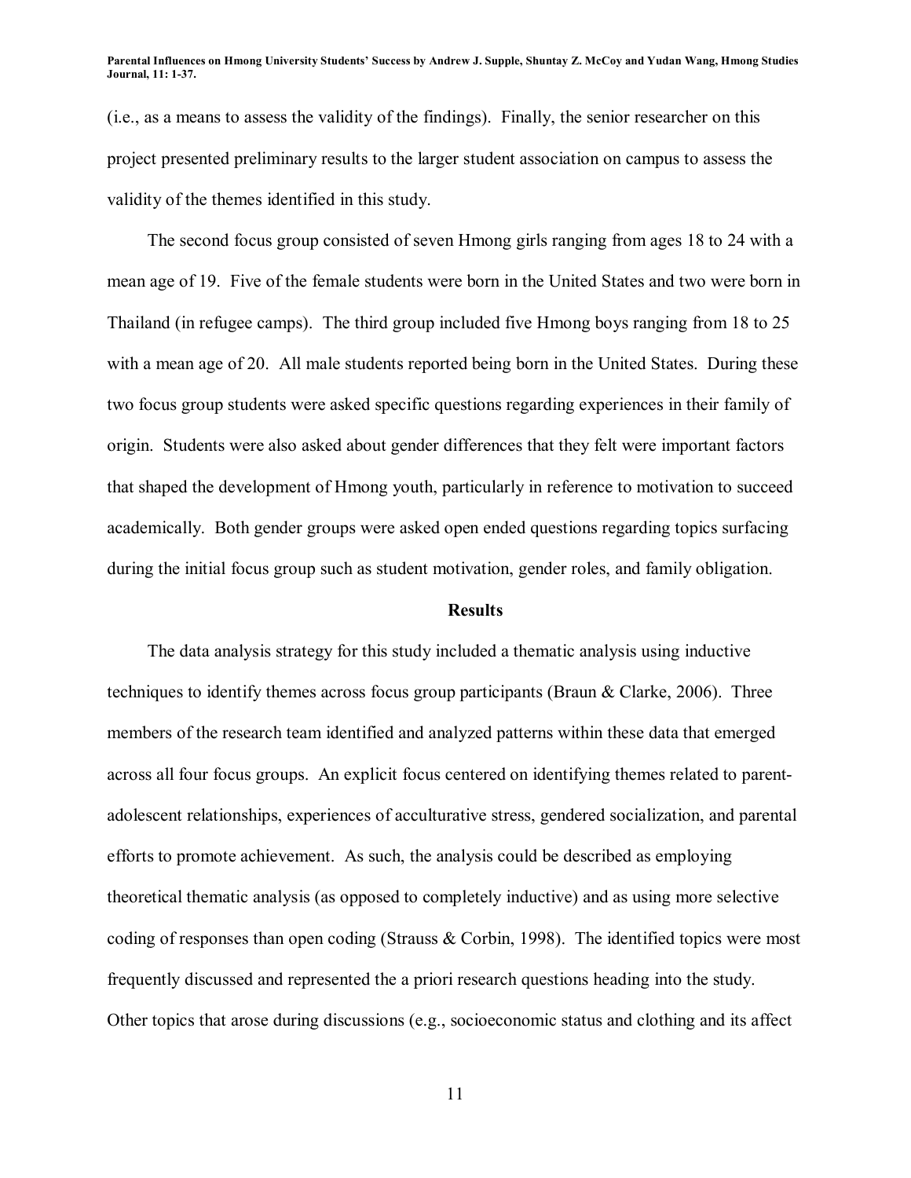(i.e., as a means to assess the validity of the findings). Finally, the senior researcher on this project presented preliminary results to the larger student association on campus to assess the validity of the themes identified in this study.

The second focus group consisted of seven Hmong girls ranging from ages 18 to 24 with a mean age of 19. Five of the female students were born in the United States and two were born in Thailand (in refugee camps). The third group included five Hmong boys ranging from 18 to 25 with a mean age of 20. All male students reported being born in the United States. During these two focus group students were asked specific questions regarding experiences in their family of origin. Students were also asked about gender differences that they felt were important factors that shaped the development of Hmong youth, particularly in reference to motivation to succeed academically. Both gender groups were asked open ended questions regarding topics surfacing during the initial focus group such as student motivation, gender roles, and family obligation.

## Results

The data analysis strategy for this study included a thematic analysis using inductive techniques to identify themes across focus group participants (Braun & Clarke, 2006). Three members of the research team identified and analyzed patterns within these data that emerged across all four focus groups. An explicit focus centered on identifying themes related to parent-adolescent relationships, experiences of acculturative stress, gendered socialization, and parental efforts to promote achievement. As such, the analysis could be described as employing theoretical thematic analysis (as opposed to completely inductive) and as using more selective coding of responses than open coding (Strauss & Corbin, 1998). The identified topics were most frequently discussed and represented the a priori research questions heading into the study. Other topics that arose during discussions (e.g., socioeconomic status and clothing and its affect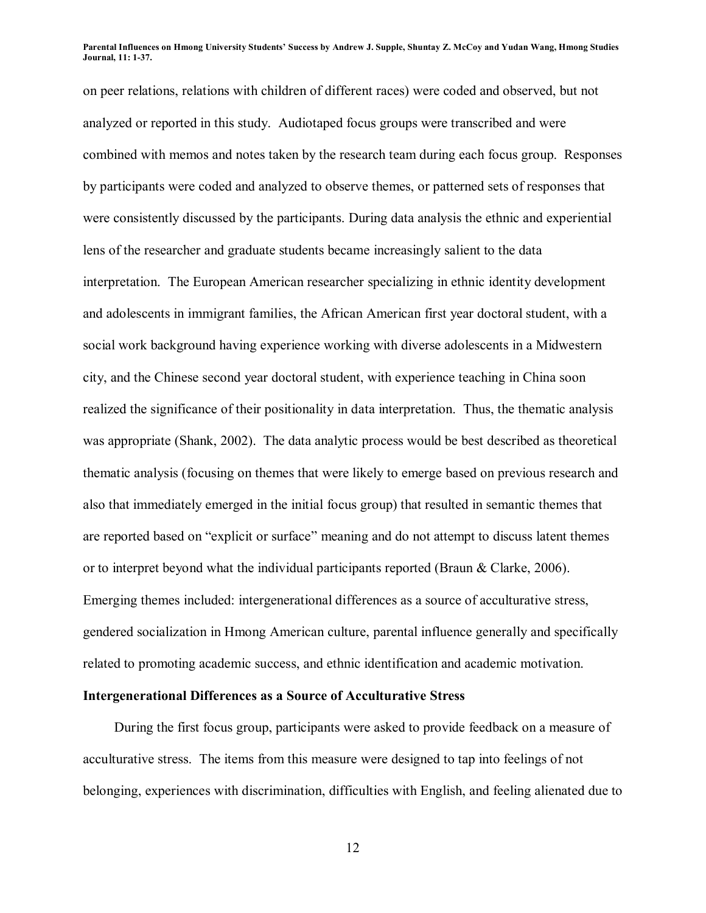on peer relations, relations with children of different races) were coded and observed, but not analyzed or reported in this study. Audiotaped focus groups were transcribed and were combined with memos and notes taken by the research team during each focus group. Responses by participants were coded and analyzed to observe themes, or patterned sets of responses that were consistently discussed by the participants. During data analysis the ethnic and experiential lens of the researcher and graduate students became increasingly salient to the data interpretation. The European American researcher specializing in ethnic identity development and adolescents in immigrant families, the African American first year doctoral student, with a social work background having experience working with diverse adolescents in a Midwestern city, and the Chinese second year doctoral student, with experience teaching in China soon realized the significance of their positionality in data interpretation. Thus, the thematic analysis was appropriate (Shank, 2002). The data analytic process would be best described as theoretical thematic analysis (focusing on themes that were likely to emerge based on previous research and also that immediately emerged in the initial focus group) that resulted in semantic themes that are reported based on "explicit or surface" meaning and do not attempt to discuss latent themes or to interpret beyond what the individual participants reported (Braun & Clarke, 2006). Emerging themes included: intergenerational differences as a source of acculturative stress, gendered socialization in Hmong American culture, parental influence generally and specifically related to promoting academic success, and ethnic identification and academic motivation.

**Intergenerational Differences as a Source of Acculturative Stress**

During the first focus group, participants were asked to provide feedback on a measure of acculturative stress. The items from this measure were designed to tap into feelings of not belonging, experiences with discrimination, difficulties with English, and feeling alienated due to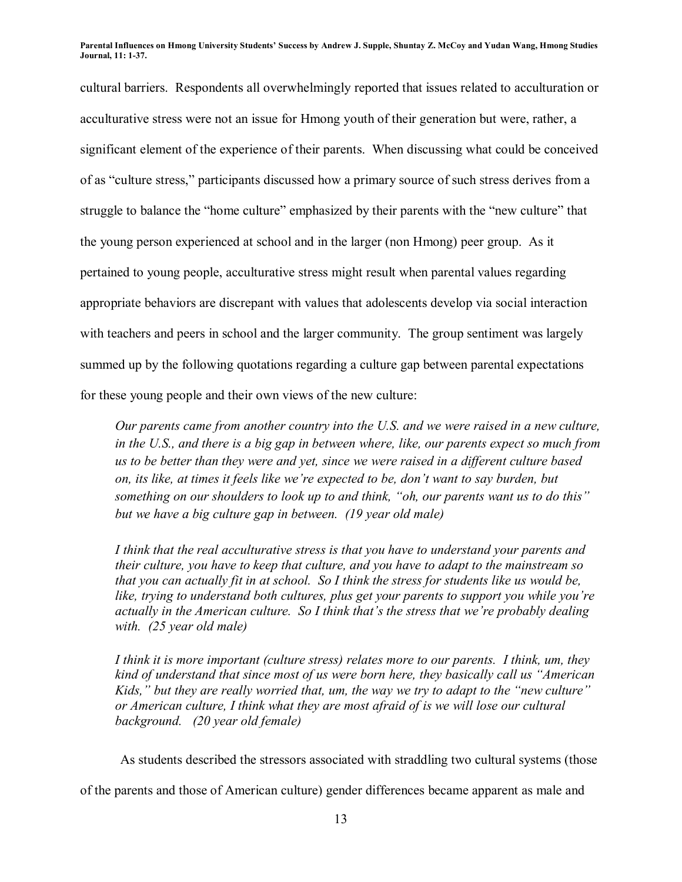cultural barriers. Respondents all overwhelmingly reported that issues related to acculturation or acculturative stress were not an issue for Hmong youth of their generation but were, rather, a significant element of the experience of their parents. When discussing what could be conceived of as "culture stress," participants discussed how a primary source of such stress derives from a struggle to balance the "home culture" emphasized by their parents with the "new culture" that the young person experienced at school and in the larger (non Hmong) peer group. As it pertained to young people, acculturative stress might result when parental values regarding appropriate behaviors are discrepant with values that adolescents develop via social interaction with teachers and peers in school and the larger community. The group sentiment was largely summed up by the following quotations regarding a culture gap between parental expectations for these young people and their own views of the new culture:

> *Our parents came from another country into the U.S. and we were raised in a new culture, in the U.S., and there is a big gap in between where, like, our parents expect so much from us to be better than they were and yet, since we were raised in a different culture based on, its like, at times it feels like we're expected to be, don't want to say burden, but something on our shoulders to look up to and think, "oh, our parents want us to do this" but we have a big culture gap in between. (19 year old male)*

> *I think that the real acculturative stress is that you have to understand your parents and their culture, you have to keep that culture, and you have to adapt to the mainstream so that you can actually fit in at school. So I think the stress for students like us would be, like, trying to understand both cultures, plus get your parents to support you while you're actually in the American culture. So I think that's the stress that we're probably dealing with. (25 year old male)*

> *I think it is more important (culture stress) relates more to our parents. I think, um, they kind of understand that since most of us were born here, they basically call us "American Kids," but they are really worried that, um, the way we try to adapt to the "new culture" or American culture, I think what they are most afraid of is we will lose our cultural background. (20 year old female)*

As students described the stressors associated with straddling two cultural systems (those of the parents and those of American culture) gender differences became apparent as male and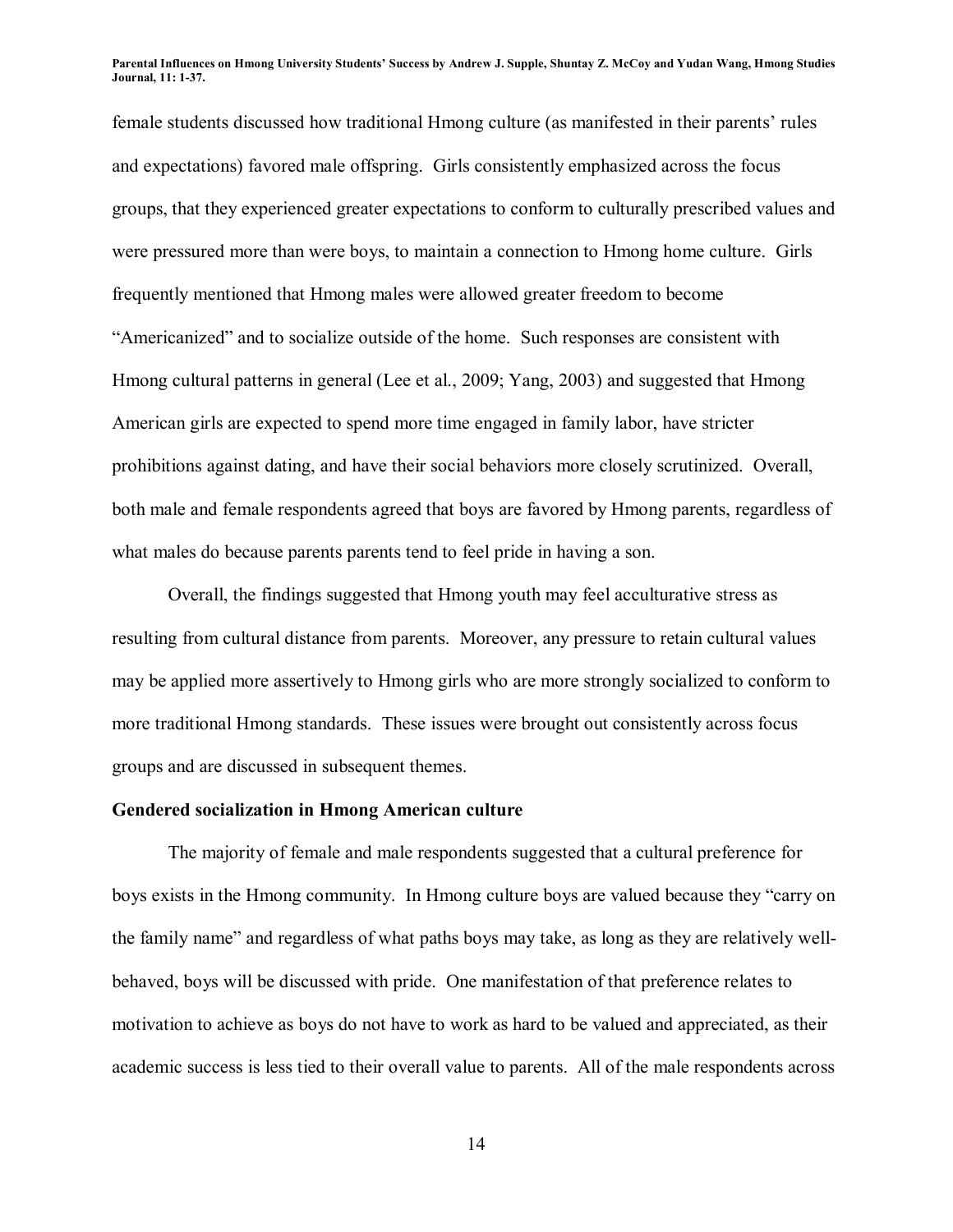female students discussed how traditional Hmong culture (as manifested in their parents' rules and expectations) favored male offspring. Girls consistently emphasized across the focus groups, that they experienced greater expectations to conform to culturally prescribed values and were pressured more than were boys, to maintain a connection to Hmong home culture. Girls frequently mentioned that Hmong males were allowed greater freedom to become "Americanized" and to socialize outside of the home. Such responses are consistent with Hmong cultural patterns in general (Lee et al., 2009; Yang, 2003) and suggested that Hmong American girls are expected to spend more time engaged in family labor, have stricter prohibitions against dating, and have their social behaviors more closely scrutinized. Overall, both male and female respondents agreed that boys are favored by Hmong parents, regardless of what males do because parents parents tend to feel pride in having a son.

Overall, the findings suggested that Hmong youth may feel acculturative stress as resulting from cultural distance from parents. Moreover, any pressure to retain cultural values may be applied more assertively to Hmong girls who are more strongly socialized to conform to more traditional Hmong standards. These issues were brought out consistently across focus groups and are discussed in subsequent themes.

**Gendered socialization in Hmong American culture**

The majority of female and male respondents suggested that a cultural preference for boys exists in the Hmong community. In Hmong culture boys are valued because they "carry on the family name" and regardless of what paths boys may take, as long as they are relatively well-behaved, boys will be discussed with pride. One manifestation of that preference relates to motivation to achieve as boys do not have to work as hard to be valued and appreciated, as their academic success is less tied to their overall value to parents. All of the male respondents across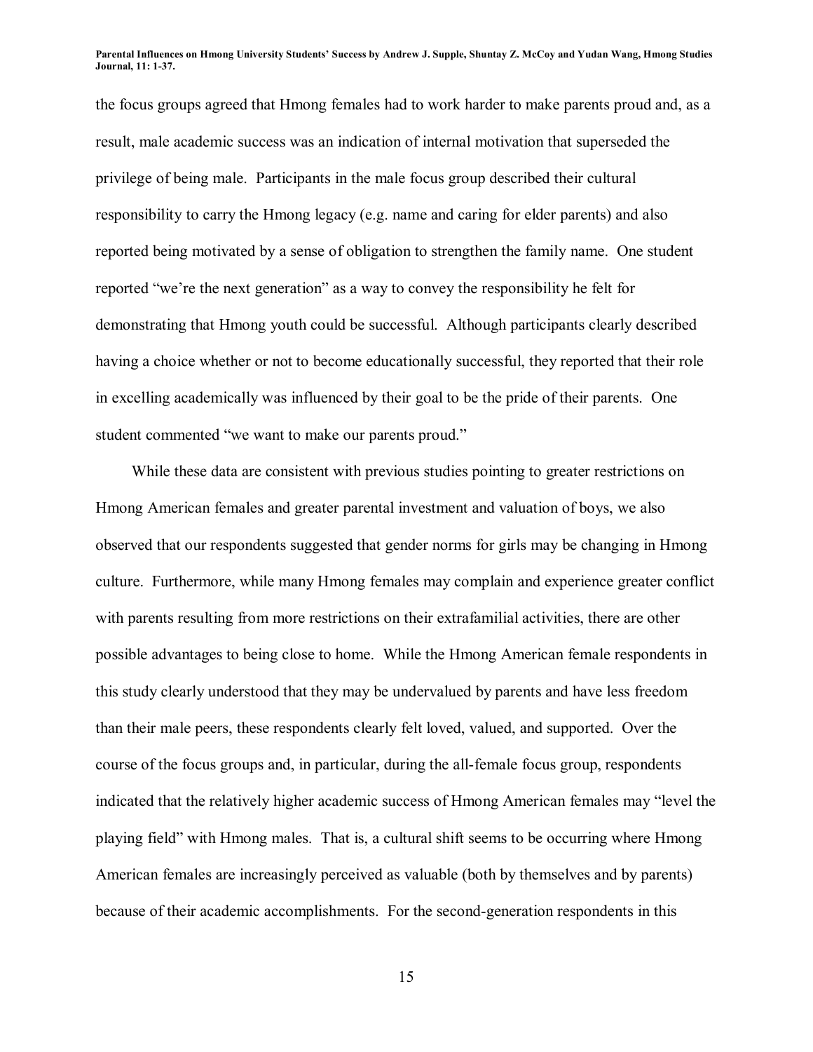the focus groups agreed that Hmong females had to work harder to make parents proud and, as a result, male academic success was an indication of internal motivation that superseded the privilege of being male. Participants in the male focus group described their cultural responsibility to carry the Hmong legacy (e.g. name and caring for elder parents) and also reported being motivated by a sense of obligation to strengthen the family name. One student reported "we're the next generation" as a way to convey the responsibility he felt for demonstrating that Hmong youth could be successful. Although participants clearly described having a choice whether or not to become educationally successful, they reported that their role in excelling academically was influenced by their goal to be the pride of their parents. One student commented "we want to make our parents proud."

While these data are consistent with previous studies pointing to greater restrictions on Hmong American females and greater parental investment and valuation of boys, we also observed that our respondents suggested that gender norms for girls may be changing in Hmong culture. Furthermore, while many Hmong females may complain and experience greater conflict with parents resulting from more restrictions on their extrafamilial activities, there are other possible advantages to being close to home. While the Hmong American female respondents in this study clearly understood that they may be undervalued by parents and have less freedom than their male peers, these respondents clearly felt loved, valued, and supported. Over the course of the focus groups and, in particular, during the all-female focus group, respondents indicated that the relatively higher academic success of Hmong American females may "level the playing field" with Hmong males. That is, a cultural shift seems to be occurring where Hmong American females are increasingly perceived as valuable (both by themselves and by parents) because of their academic accomplishments. For the second-generation respondents in this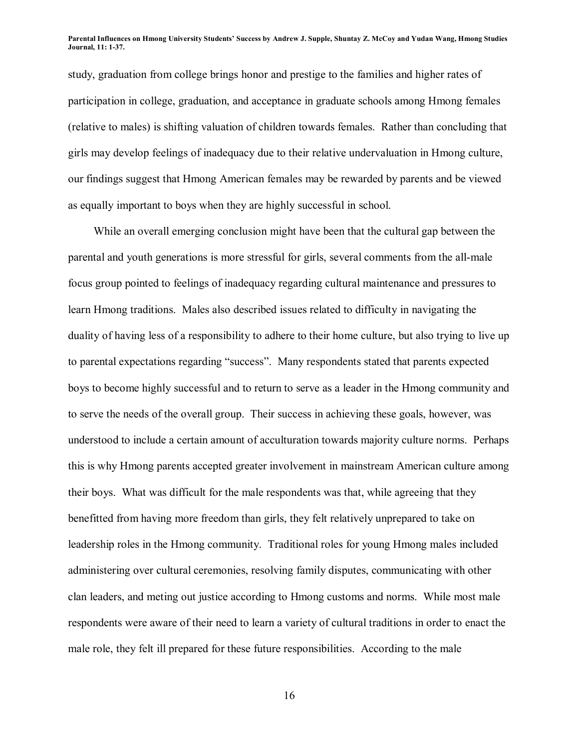study, graduation from college brings honor and prestige to the families and higher rates of participation in college, graduation, and acceptance in graduate schools among Hmong females (relative to males) is shifting valuation of children towards females. Rather than concluding that girls may develop feelings of inadequacy due to their relative undervaluation in Hmong culture, our findings suggest that Hmong American females may be rewarded by parents and be viewed as equally important to boys when they are highly successful in school.

While an overall emerging conclusion might have been that the cultural gap between the parental and youth generations is more stressful for girls, several comments from the all-male focus group pointed to feelings of inadequacy regarding cultural maintenance and pressures to learn Hmong traditions. Males also described issues related to difficulty in navigating the duality of having less of a responsibility to adhere to their home culture, but also trying to live up to parental expectations regarding "success". Many respondents stated that parents expected boys to become highly successful and to return to serve as a leader in the Hmong community and to serve the needs of the overall group. Their success in achieving these goals, however, was understood to include a certain amount of acculturation towards majority culture norms. Perhaps this is why Hmong parents accepted greater involvement in mainstream American culture among their boys. What was difficult for the male respondents was that, while agreeing that they benefitted from having more freedom than girls, they felt relatively unprepared to take on leadership roles in the Hmong community. Traditional roles for young Hmong males included administering over cultural ceremonies, resolving family disputes, communicating with other clan leaders, and meting out justice according to Hmong customs and norms. While most male respondents were aware of their need to learn a variety of cultural traditions in order to enact the male role, they felt ill prepared for these future responsibilities. According to the male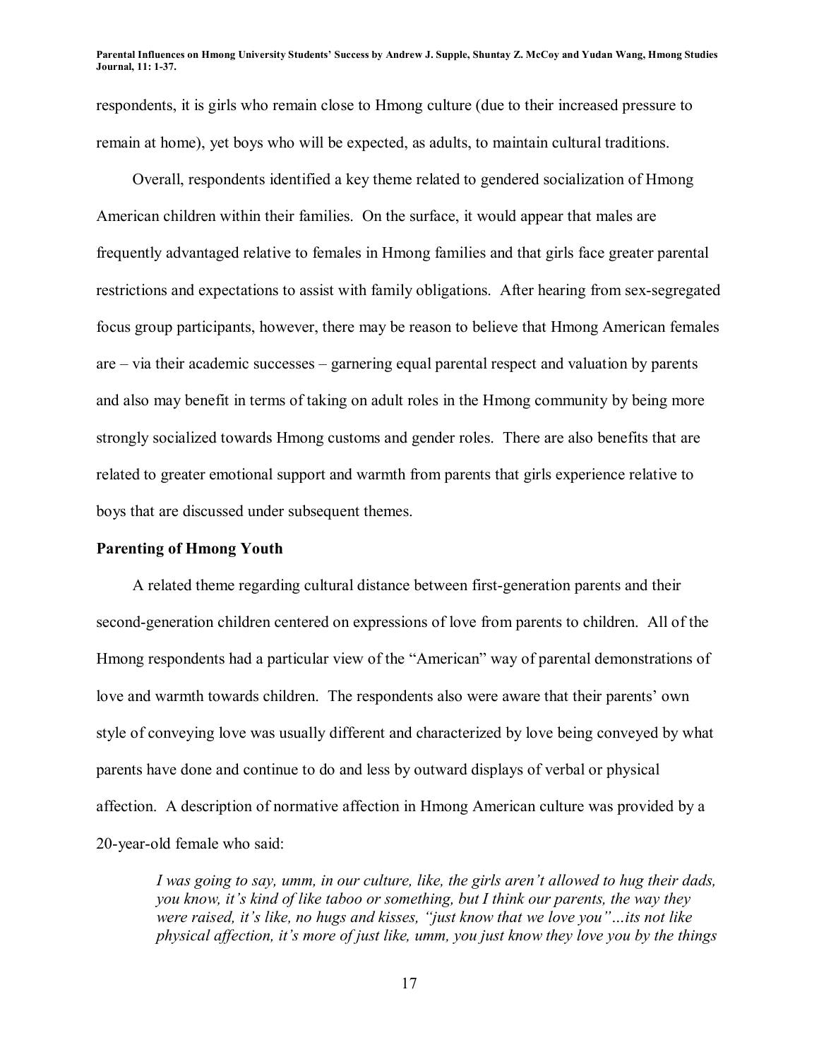respondents, it is girls who remain close to Hmong culture (due to their increased pressure to remain at home), yet boys who will be expected, as adults, to maintain cultural traditions.

Overall, respondents identified a key theme related to gendered socialization of Hmong American children within their families. On the surface, it would appear that males are frequently advantaged relative to females in Hmong families and that girls face greater parental restrictions and expectations to assist with family obligations. After hearing from sex-segregated focus group participants, however, there may be reason to believe that Hmong American females are – via their academic successes – garnering equal parental respect and valuation by parents and also may benefit in terms of taking on adult roles in the Hmong community by being more strongly socialized towards Hmong customs and gender roles. There are also benefits that are related to greater emotional support and warmth from parents that girls experience relative to boys that are discussed under subsequent themes.

**Parenting of Hmong Youth**

A related theme regarding cultural distance between first-generation parents and their second-generation children centered on expressions of love from parents to children. All of the Hmong respondents had a particular view of the "American" way of parental demonstrations of love and warmth towards children. The respondents also were aware that their parents' own style of conveying love was usually different and characterized by love being conveyed by what parents have done and continue to do and less by outward displays of verbal or physical affection. A description of normative affection in Hmong American culture was provided by a 20-year-old female who said:

> *I was going to say, umm, in our culture, like, the girls aren't allowed to hug their dads, you know, it's kind of like taboo or something, but I think our parents, the way they were raised, it's like, no hugs and kisses, "just know that we love you"…its not like physical affection, it's more of just like, umm, you just know they love you by the things*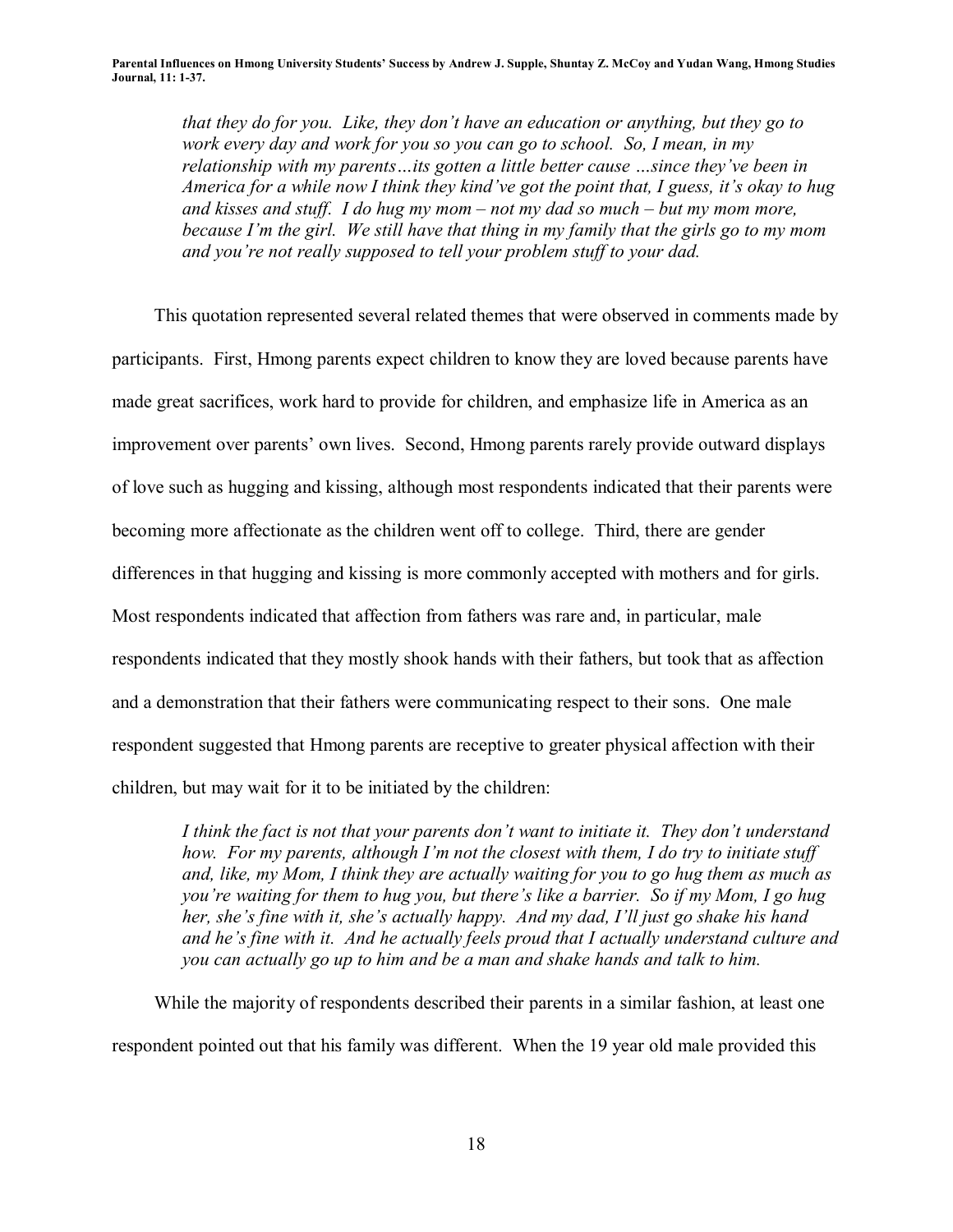*that they do for you. Like, they don't have an education or anything, but they go to work every day and work for you so you can go to school. So, I mean, in my relationship with my parents…its gotten a little better cause …since they've been in America for a while now I think they kind've got the point that, I guess, it's okay to hug and kisses and stuff. I do hug my mom – not my dad so much – but my mom more, because I'm the girl. We still have that thing in my family that the girls go to my mom and you're not really supposed to tell your problem stuff to your dad.*

This quotation represented several related themes that were observed in comments made by participants. First, Hmong parents expect children to know they are loved because parents have made great sacrifices, work hard to provide for children, and emphasize life in America as an improvement over parents' own lives. Second, Hmong parents rarely provide outward displays of love such as hugging and kissing, although most respondents indicated that their parents were becoming more affectionate as the children went off to college. Third, there are gender differences in that hugging and kissing is more commonly accepted with mothers and for girls. Most respondents indicated that affection from fathers was rare and, in particular, male respondents indicated that they mostly shook hands with their fathers, but took that as affection and a demonstration that their fathers were communicating respect to their sons. One male respondent suggested that Hmong parents are receptive to greater physical affection with their children, but may wait for it to be initiated by the children:

*I think the fact is not that your parents don't want to initiate it. They don't understand how. For my parents, although I'm not the closest with them, I do try to initiate stuff and, like, my Mom, I think they are actually waiting for you to go hug them as much as you're waiting for them to hug you, but there's like a barrier. So if my Mom, I go hug her, she's fine with it, she's actually happy. And my dad, I'll just go shake his hand and he's fine with it. And he actually feels proud that I actually understand culture and you can actually go up to him and be a man and shake hands and talk to him.*

While the majority of respondents described their parents in a similar fashion, at least one respondent pointed out that his family was different. When the 19 year old male provided this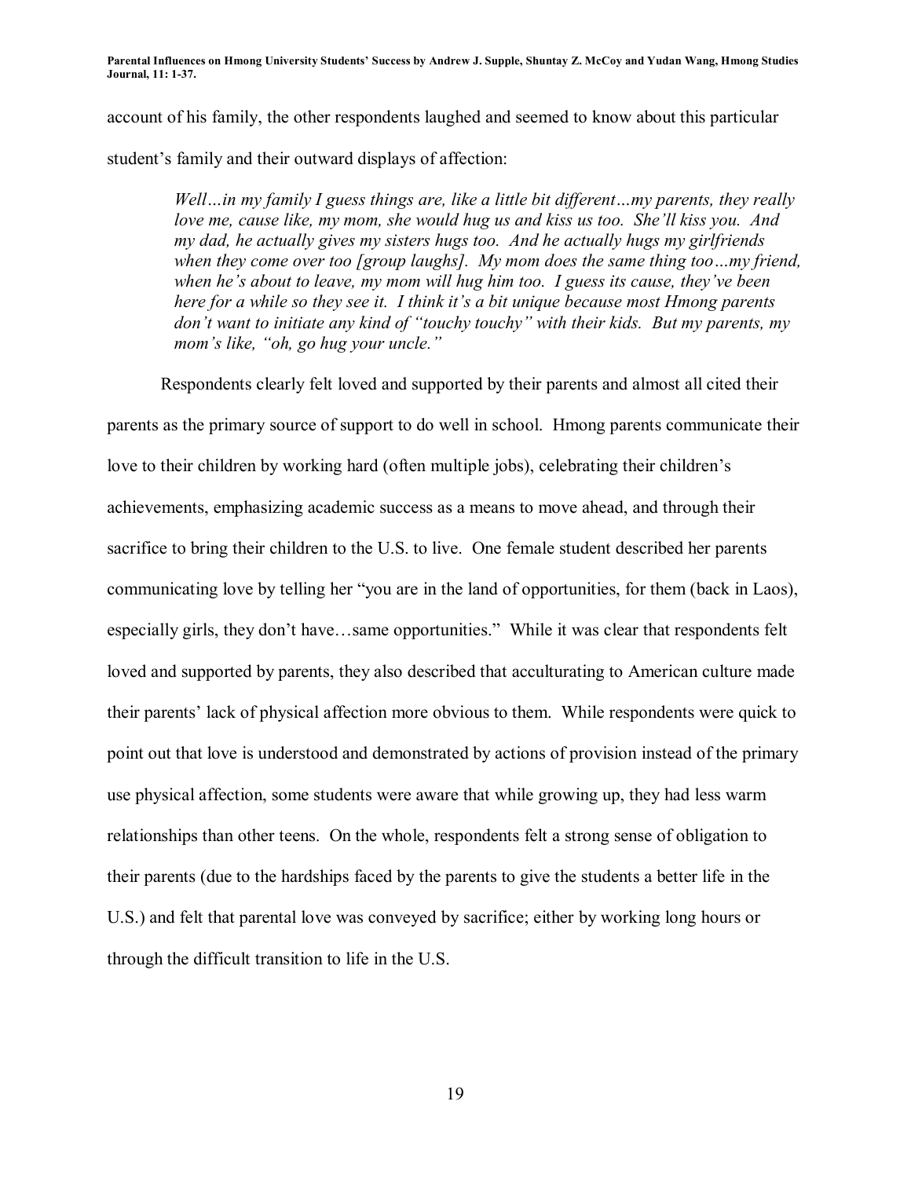account of his family, the other respondents laughed and seemed to know about this particular student's family and their outward displays of affection:

> *Well…in my family I guess things are, like a little bit different…my parents, they really love me, cause like, my mom, she would hug us and kiss us too. She'll kiss you. And my dad, he actually gives my sisters hugs too. And he actually hugs my girlfriends when they come over too [group laughs]. My mom does the same thing too…my friend, when he's about to leave, my mom will hug him too. I guess its cause, they've been here for a while so they see it. I think it's a bit unique because most Hmong parents don't want to initiate any kind of "touchy touchy" with their kids. But my parents, my mom's like, "oh, go hug your uncle."*

Respondents clearly felt loved and supported by their parents and almost all cited their parents as the primary source of support to do well in school. Hmong parents communicate their love to their children by working hard (often multiple jobs), celebrating their children's achievements, emphasizing academic success as a means to move ahead, and through their sacrifice to bring their children to the U.S. to live. One female student described her parents communicating love by telling her "you are in the land of opportunities, for them (back in Laos), especially girls, they don't have…same opportunities." While it was clear that respondents felt loved and supported by parents, they also described that acculturating to American culture made their parents' lack of physical affection more obvious to them. While respondents were quick to point out that love is understood and demonstrated by actions of provision instead of the primary use physical affection, some students were aware that while growing up, they had less warm relationships than other teens. On the whole, respondents felt a strong sense of obligation to their parents (due to the hardships faced by the parents to give the students a better life in the U.S.) and felt that parental love was conveyed by sacrifice; either by working long hours or through the difficult transition to life in the U.S.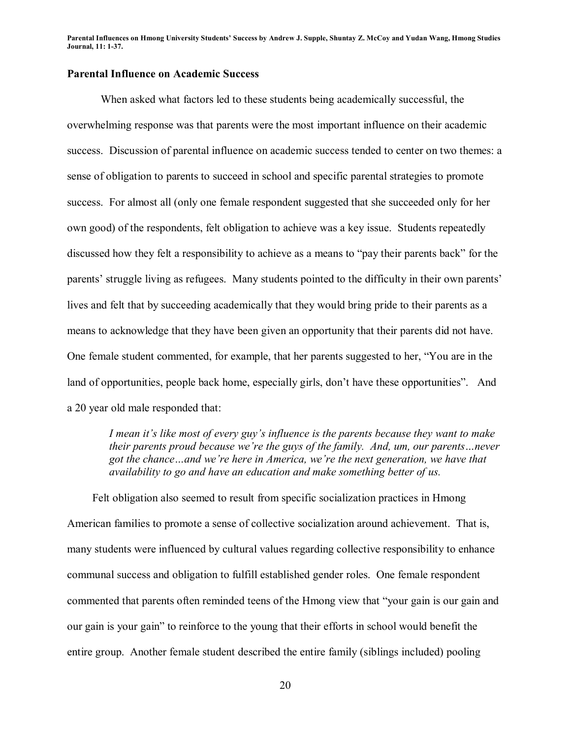### Parental Influence on Academic Success

When asked what factors led to these students being academically successful, the overwhelming response was that parents were the most important influence on their academic success. Discussion of parental influence on academic success tended to center on two themes: a sense of obligation to parents to succeed in school and specific parental strategies to promote success. For almost all (only one female respondent suggested that she succeeded only for her own good) of the respondents, felt obligation to achieve was a key issue. Students repeatedly discussed how they felt a responsibility to achieve as a means to "pay their parents back" for the parents' struggle living as refugees. Many students pointed to the difficulty in their own parents' lives and felt that by succeeding academically that they would bring pride to their parents as a means to acknowledge that they have been given an opportunity that their parents did not have. One female student commented, for example, that her parents suggested to her, "You are in the land of opportunities, people back home, especially girls, don't have these opportunities". And a 20 year old male responded that:

> *I mean it's like most of every guy's influence is the parents because they want to make their parents proud because we're the guys of the family. And, um, our parents…never got the chance…and we're here in America, we're the next generation, we have that availability to go and have an education and make something better of us.*

Felt obligation also seemed to result from specific socialization practices in Hmong American families to promote a sense of collective socialization around achievement. That is, many students were influenced by cultural values regarding collective responsibility to enhance communal success and obligation to fulfill established gender roles. One female respondent commented that parents often reminded teens of the Hmong view that "your gain is our gain and our gain is your gain" to reinforce to the young that their efforts in school would benefit the entire group. Another female student described the entire family (siblings included) pooling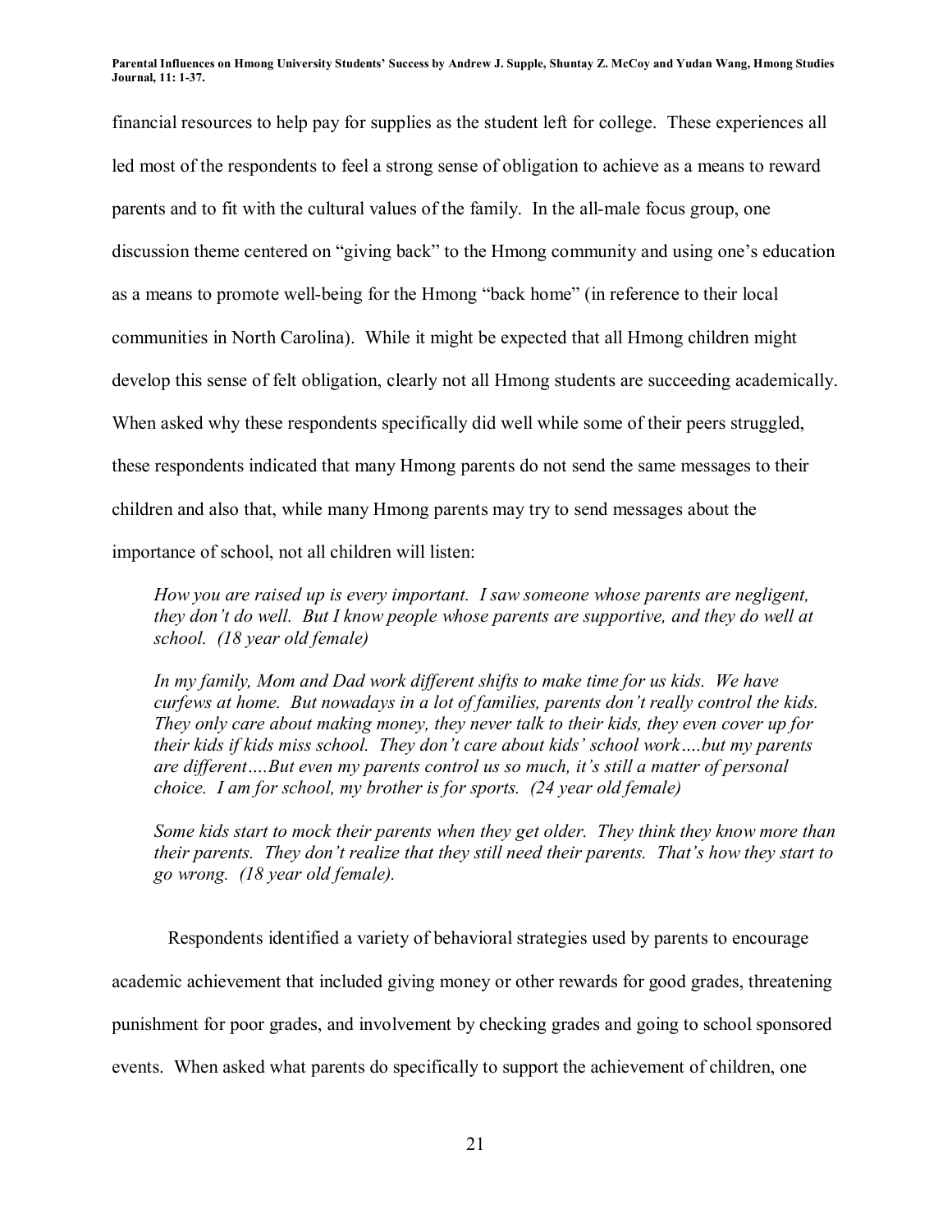financial resources to help pay for supplies as the student left for college. These experiences all led most of the respondents to feel a strong sense of obligation to achieve as a means to reward parents and to fit with the cultural values of the family. In the all-male focus group, one discussion theme centered on "giving back" to the Hmong community and using one's education as a means to promote well-being for the Hmong "back home" (in reference to their local communities in North Carolina). While it might be expected that all Hmong children might develop this sense of felt obligation, clearly not all Hmong students are succeeding academically. When asked why these respondents specifically did well while some of their peers struggled, these respondents indicated that many Hmong parents do not send the same messages to their children and also that, while many Hmong parents may try to send messages about the importance of school, not all children will listen:

> *How you are raised up is every important. I saw someone whose parents are negligent, they don't do well. But I know people whose parents are supportive, and they do well at school. (18 year old female)*
>
> *In my family, Mom and Dad work different shifts to make time for us kids. We have curfews at home. But nowadays in a lot of families, parents don't really control the kids. They only care about making money, they never talk to their kids, they even cover up for their kids if kids miss school. They don't care about kids' school work….but my parents are different….But even my parents control us so much, it's still a matter of personal choice. I am for school, my brother is for sports. (24 year old female)*
>
> *Some kids start to mock their parents when they get older. They think they know more than their parents. They don't realize that they still need their parents. That's how they start to go wrong. (18 year old female).*

Respondents identified a variety of behavioral strategies used by parents to encourage academic achievement that included giving money or other rewards for good grades, threatening punishment for poor grades, and involvement by checking grades and going to school sponsored events. When asked what parents do specifically to support the achievement of children, one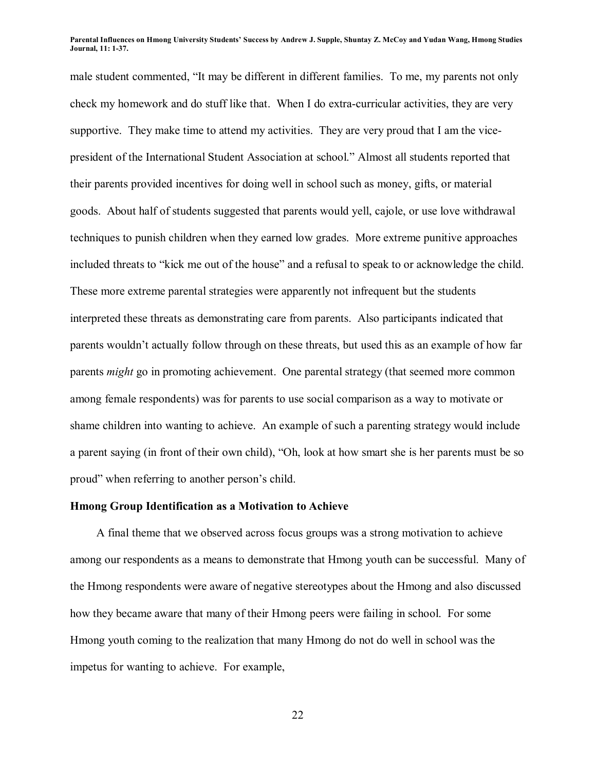male student commented, "It may be different in different families. To me, my parents not only check my homework and do stuff like that. When I do extra-curricular activities, they are very supportive. They make time to attend my activities. They are very proud that I am the vice-president of the International Student Association at school." Almost all students reported that their parents provided incentives for doing well in school such as money, gifts, or material goods. About half of students suggested that parents would yell, cajole, or use love withdrawal techniques to punish children when they earned low grades. More extreme punitive approaches included threats to "kick me out of the house" and a refusal to speak to or acknowledge the child. These more extreme parental strategies were apparently not infrequent but the students interpreted these threats as demonstrating care from parents. Also participants indicated that parents wouldn't actually follow through on these threats, but used this as an example of how far parents *might* go in promoting achievement. One parental strategy (that seemed more common among female respondents) was for parents to use social comparison as a way to motivate or shame children into wanting to achieve. An example of such a parenting strategy would include a parent saying (in front of their own child), "Oh, look at how smart she is her parents must be so proud" when referring to another person's child.

**Hmong Group Identification as a Motivation to Achieve**

A final theme that we observed across focus groups was a strong motivation to achieve among our respondents as a means to demonstrate that Hmong youth can be successful. Many of the Hmong respondents were aware of negative stereotypes about the Hmong and also discussed how they became aware that many of their Hmong peers were failing in school. For some Hmong youth coming to the realization that many Hmong do not do well in school was the impetus for wanting to achieve. For example,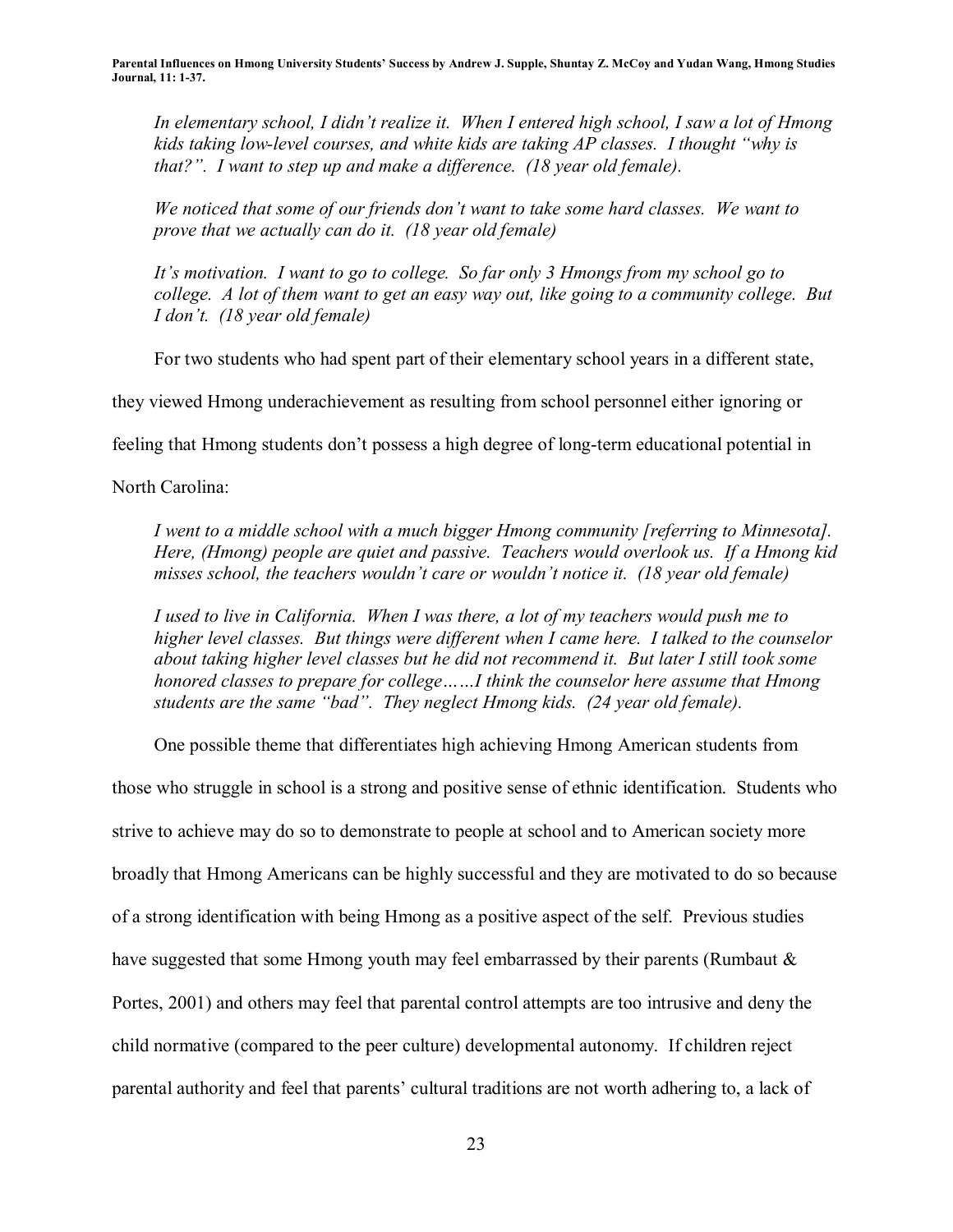*In elementary school, I didn't realize it. When I entered high school, I saw a lot of Hmong kids taking low-level courses, and white kids are taking AP classes. I thought "why is that?". I want to step up and make a difference. (18 year old female).*

*We noticed that some of our friends don't want to take some hard classes. We want to prove that we actually can do it. (18 year old female)*

*It's motivation. I want to go to college. So far only 3 Hmongs from my school go to college. A lot of them want to get an easy way out, like going to a community college. But I don't. (18 year old female)*

For two students who had spent part of their elementary school years in a different state, they viewed Hmong underachievement as resulting from school personnel either ignoring or feeling that Hmong students don't possess a high degree of long-term educational potential in North Carolina:

*I went to a middle school with a much bigger Hmong community [referring to Minnesota]. Here, (Hmong) people are quiet and passive. Teachers would overlook us. If a Hmong kid misses school, the teachers wouldn't care or wouldn't notice it. (18 year old female)*

*I used to live in California. When I was there, a lot of my teachers would push me to higher level classes. But things were different when I came here. I talked to the counselor about taking higher level classes but he did not recommend it. But later I still took some honored classes to prepare for college……I think the counselor here assume that Hmong students are the same "bad". They neglect Hmong kids. (24 year old female).*

One possible theme that differentiates high achieving Hmong American students from those who struggle in school is a strong and positive sense of ethnic identification. Students who strive to achieve may do so to demonstrate to people at school and to American society more broadly that Hmong Americans can be highly successful and they are motivated to do so because of a strong identification with being Hmong as a positive aspect of the self. Previous studies have suggested that some Hmong youth may feel embarrassed by their parents (Rumbaut & Portes, 2001) and others may feel that parental control attempts are too intrusive and deny the child normative (compared to the peer culture) developmental autonomy. If children reject parental authority and feel that parents' cultural traditions are not worth adhering to, a lack of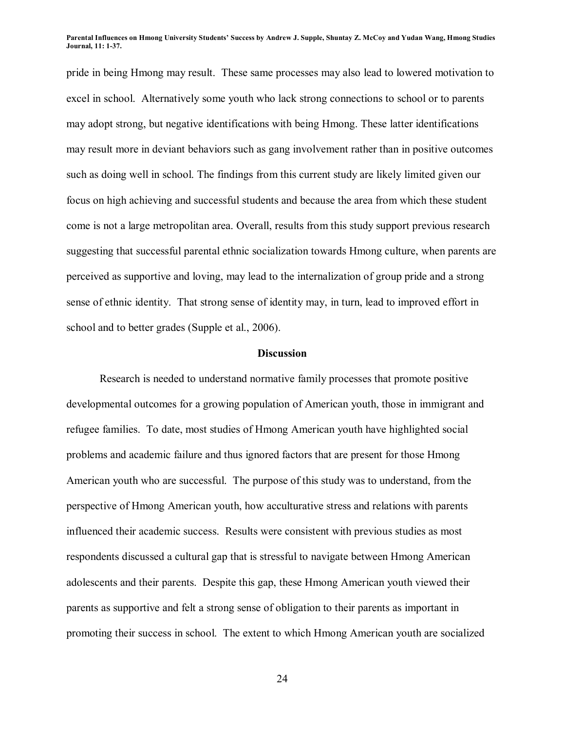pride in being Hmong may result. These same processes may also lead to lowered motivation to excel in school. Alternatively some youth who lack strong connections to school or to parents may adopt strong, but negative identifications with being Hmong. These latter identifications may result more in deviant behaviors such as gang involvement rather than in positive outcomes such as doing well in school. The findings from this current study are likely limited given our focus on high achieving and successful students and because the area from which these student come is not a large metropolitan area. Overall, results from this study support previous research suggesting that successful parental ethnic socialization towards Hmong culture, when parents are perceived as supportive and loving, may lead to the internalization of group pride and a strong sense of ethnic identity. That strong sense of identity may, in turn, lead to improved effort in school and to better grades (Supple et al., 2006).

## Discussion

Research is needed to understand normative family processes that promote positive developmental outcomes for a growing population of American youth, those in immigrant and refugee families. To date, most studies of Hmong American youth have highlighted social problems and academic failure and thus ignored factors that are present for those Hmong American youth who are successful. The purpose of this study was to understand, from the perspective of Hmong American youth, how acculturative stress and relations with parents influenced their academic success. Results were consistent with previous studies as most respondents discussed a cultural gap that is stressful to navigate between Hmong American adolescents and their parents. Despite this gap, these Hmong American youth viewed their parents as supportive and felt a strong sense of obligation to their parents as important in promoting their success in school. The extent to which Hmong American youth are socialized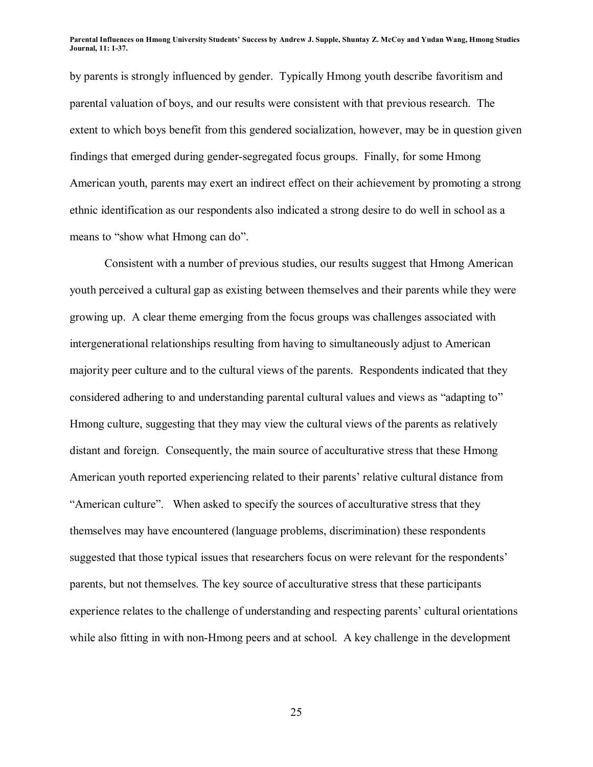by parents is strongly influenced by gender. Typically Hmong youth describe favoritism and parental valuation of boys, and our results were consistent with that previous research. The extent to which boys benefit from this gendered socialization, however, may be in question given findings that emerged during gender-segregated focus groups. Finally, for some Hmong American youth, parents may exert an indirect effect on their achievement by promoting a strong ethnic identification as our respondents also indicated a strong desire to do well in school as a means to "show what Hmong can do".

Consistent with a number of previous studies, our results suggest that Hmong American youth perceived a cultural gap as existing between themselves and their parents while they were growing up. A clear theme emerging from the focus groups was challenges associated with intergenerational relationships resulting from having to simultaneously adjust to American majority peer culture and to the cultural views of the parents. Respondents indicated that they considered adhering to and understanding parental cultural values and views as "adapting to" Hmong culture, suggesting that they may view the cultural views of the parents as relatively distant and foreign. Consequently, the main source of acculturative stress that these Hmong American youth reported experiencing related to their parents' relative cultural distance from "American culture". When asked to specify the sources of acculturative stress that they themselves may have encountered (language problems, discrimination) these respondents suggested that those typical issues that researchers focus on were relevant for the respondents' parents, but not themselves. The key source of acculturative stress that these participants experience relates to the challenge of understanding and respecting parents' cultural orientations while also fitting in with non-Hmong peers and at school. A key challenge in the development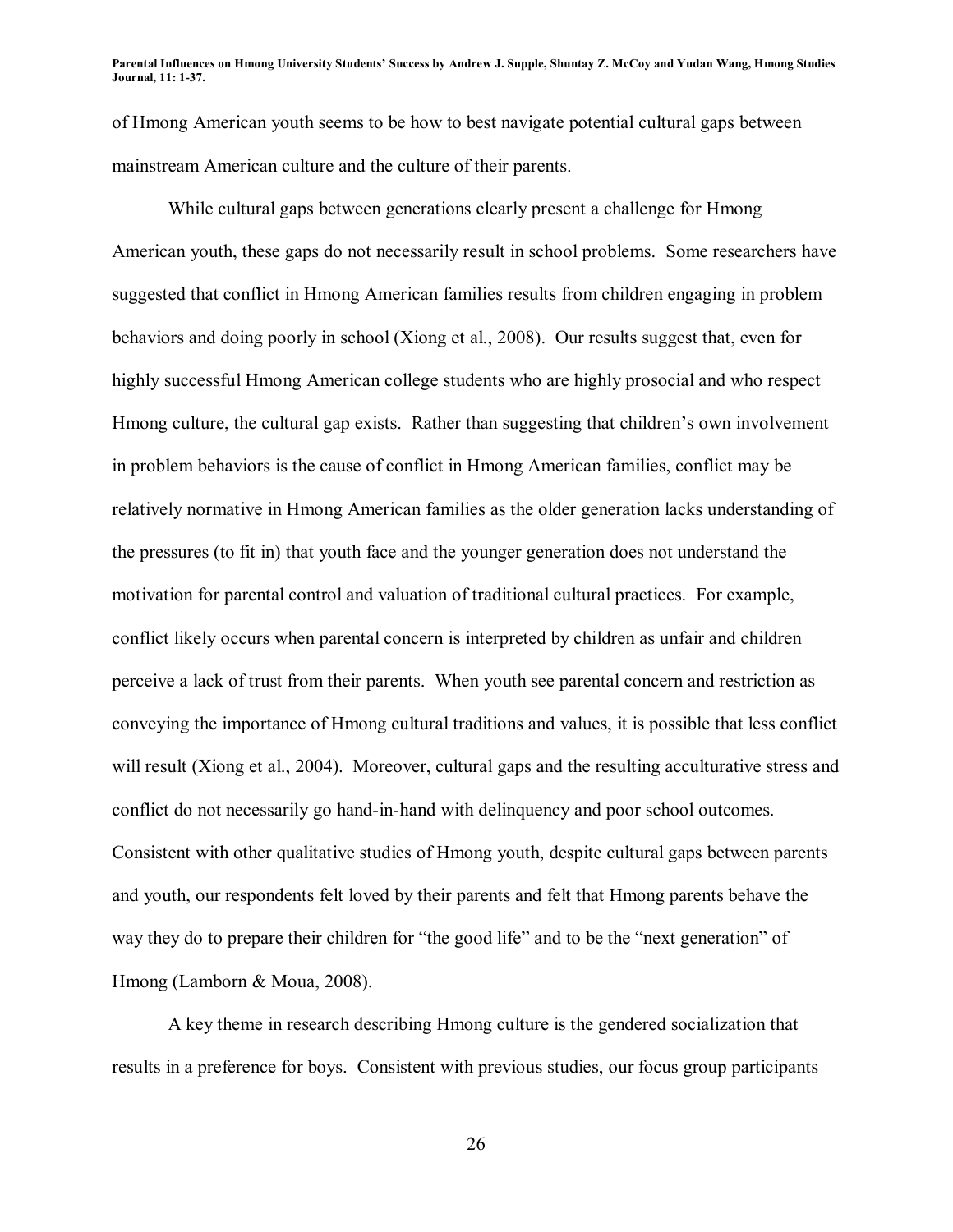of Hmong American youth seems to be how to best navigate potential cultural gaps between mainstream American culture and the culture of their parents.

While cultural gaps between generations clearly present a challenge for Hmong American youth, these gaps do not necessarily result in school problems. Some researchers have suggested that conflict in Hmong American families results from children engaging in problem behaviors and doing poorly in school (Xiong et al., 2008). Our results suggest that, even for highly successful Hmong American college students who are highly prosocial and who respect Hmong culture, the cultural gap exists. Rather than suggesting that children's own involvement in problem behaviors is the cause of conflict in Hmong American families, conflict may be relatively normative in Hmong American families as the older generation lacks understanding of the pressures (to fit in) that youth face and the younger generation does not understand the motivation for parental control and valuation of traditional cultural practices. For example, conflict likely occurs when parental concern is interpreted by children as unfair and children perceive a lack of trust from their parents. When youth see parental concern and restriction as conveying the importance of Hmong cultural traditions and values, it is possible that less conflict will result (Xiong et al., 2004). Moreover, cultural gaps and the resulting acculturative stress and conflict do not necessarily go hand-in-hand with delinquency and poor school outcomes. Consistent with other qualitative studies of Hmong youth, despite cultural gaps between parents and youth, our respondents felt loved by their parents and felt that Hmong parents behave the way they do to prepare their children for "the good life" and to be the "next generation" of Hmong (Lamborn & Moua, 2008).

A key theme in research describing Hmong culture is the gendered socialization that results in a preference for boys. Consistent with previous studies, our focus group participants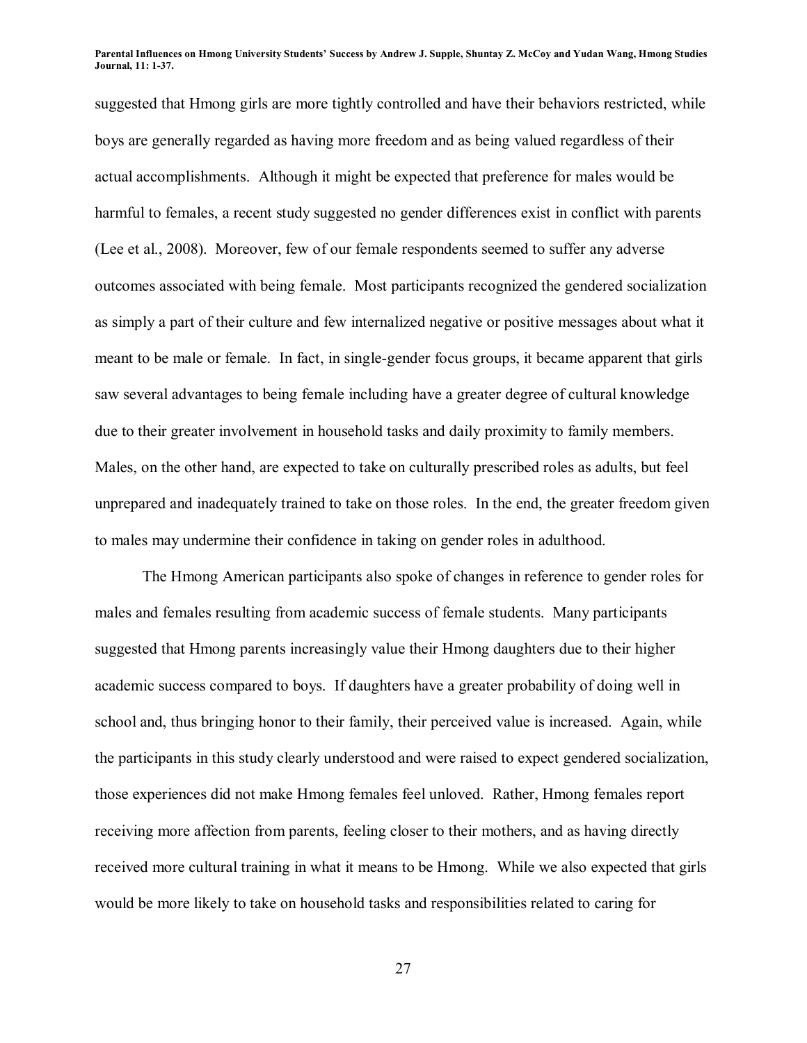suggested that Hmong girls are more tightly controlled and have their behaviors restricted, while boys are generally regarded as having more freedom and as being valued regardless of their actual accomplishments. Although it might be expected that preference for males would be harmful to females, a recent study suggested no gender differences exist in conflict with parents (Lee et al., 2008). Moreover, few of our female respondents seemed to suffer any adverse outcomes associated with being female. Most participants recognized the gendered socialization as simply a part of their culture and few internalized negative or positive messages about what it meant to be male or female. In fact, in single-gender focus groups, it became apparent that girls saw several advantages to being female including have a greater degree of cultural knowledge due to their greater involvement in household tasks and daily proximity to family members. Males, on the other hand, are expected to take on culturally prescribed roles as adults, but feel unprepared and inadequately trained to take on those roles. In the end, the greater freedom given to males may undermine their confidence in taking on gender roles in adulthood.

The Hmong American participants also spoke of changes in reference to gender roles for males and females resulting from academic success of female students. Many participants suggested that Hmong parents increasingly value their Hmong daughters due to their higher academic success compared to boys. If daughters have a greater probability of doing well in school and, thus bringing honor to their family, their perceived value is increased. Again, while the participants in this study clearly understood and were raised to expect gendered socialization, those experiences did not make Hmong females feel unloved. Rather, Hmong females report receiving more affection from parents, feeling closer to their mothers, and as having directly received more cultural training in what it means to be Hmong. While we also expected that girls would be more likely to take on household tasks and responsibilities related to caring for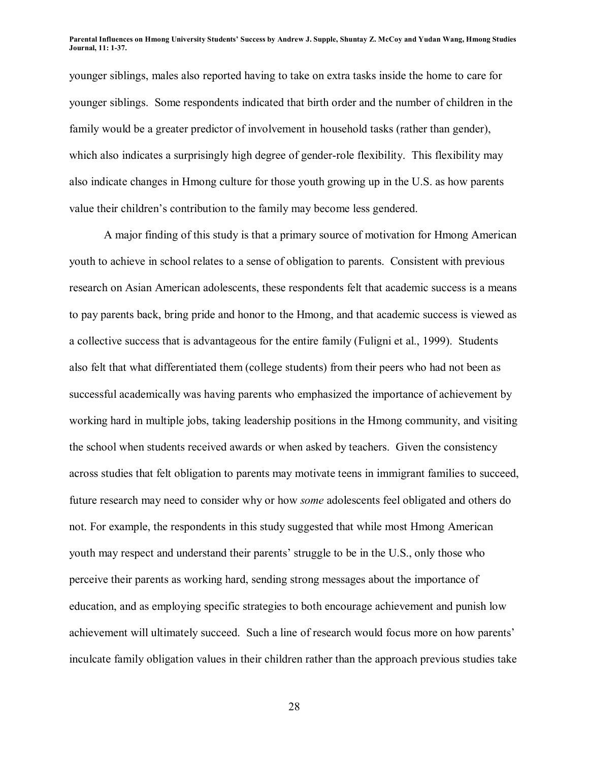younger siblings, males also reported having to take on extra tasks inside the home to care for younger siblings. Some respondents indicated that birth order and the number of children in the family would be a greater predictor of involvement in household tasks (rather than gender), which also indicates a surprisingly high degree of gender-role flexibility. This flexibility may also indicate changes in Hmong culture for those youth growing up in the U.S. as how parents value their children's contribution to the family may become less gendered.

A major finding of this study is that a primary source of motivation for Hmong American youth to achieve in school relates to a sense of obligation to parents. Consistent with previous research on Asian American adolescents, these respondents felt that academic success is a means to pay parents back, bring pride and honor to the Hmong, and that academic success is viewed as a collective success that is advantageous for the entire family (Fuligni et al., 1999). Students also felt that what differentiated them (college students) from their peers who had not been as successful academically was having parents who emphasized the importance of achievement by working hard in multiple jobs, taking leadership positions in the Hmong community, and visiting the school when students received awards or when asked by teachers. Given the consistency across studies that felt obligation to parents may motivate teens in immigrant families to succeed, future research may need to consider why or how *some* adolescents feel obligated and others do not. For example, the respondents in this study suggested that while most Hmong American youth may respect and understand their parents' struggle to be in the U.S., only those who perceive their parents as working hard, sending strong messages about the importance of education, and as employing specific strategies to both encourage achievement and punish low achievement will ultimately succeed. Such a line of research would focus more on how parents' inculcate family obligation values in their children rather than the approach previous studies take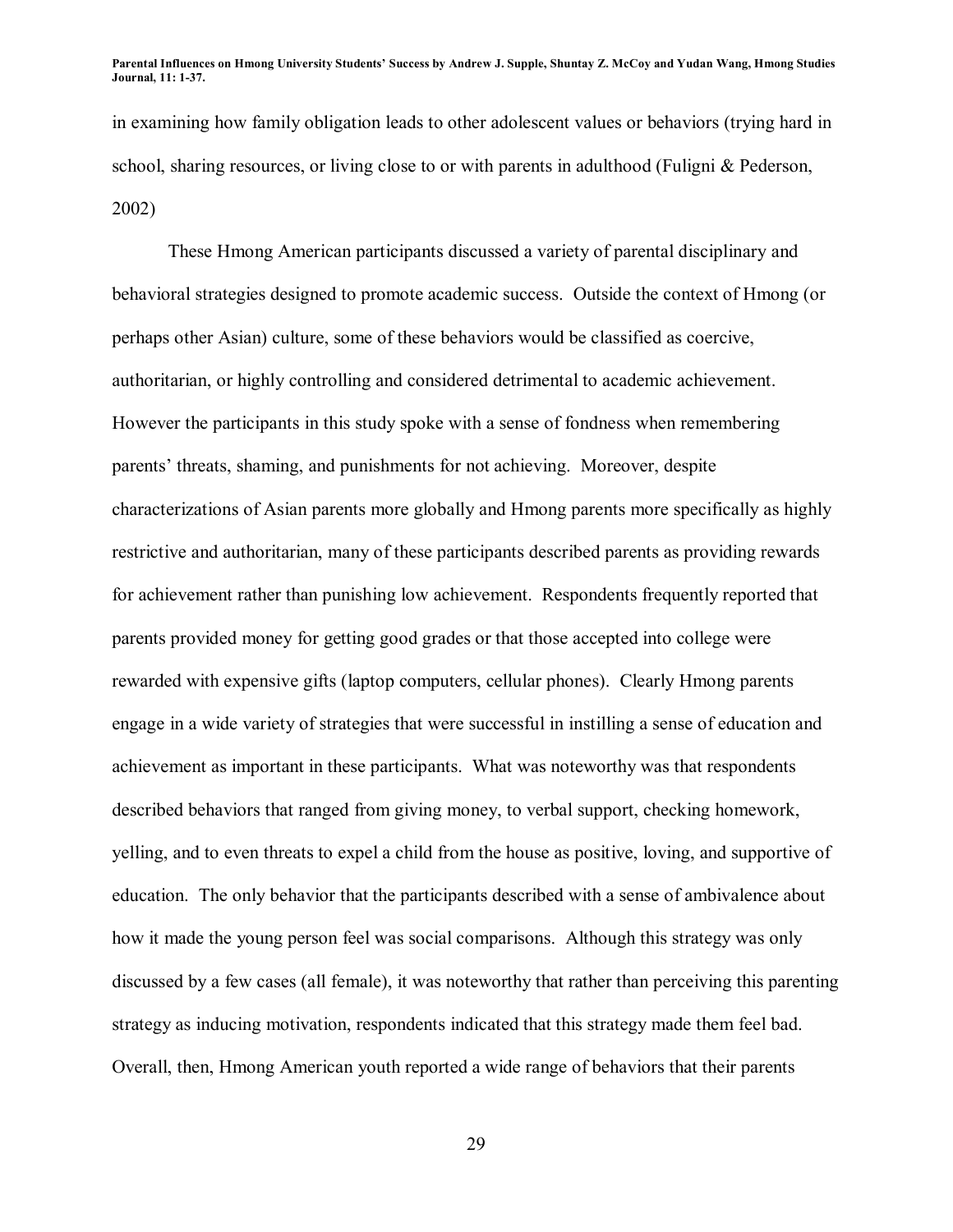in examining how family obligation leads to other adolescent values or behaviors (trying hard in school, sharing resources, or living close to or with parents in adulthood (Fuligni & Pederson, 2002)

These Hmong American participants discussed a variety of parental disciplinary and behavioral strategies designed to promote academic success. Outside the context of Hmong (or perhaps other Asian) culture, some of these behaviors would be classified as coercive, authoritarian, or highly controlling and considered detrimental to academic achievement. However the participants in this study spoke with a sense of fondness when remembering parents' threats, shaming, and punishments for not achieving. Moreover, despite characterizations of Asian parents more globally and Hmong parents more specifically as highly restrictive and authoritarian, many of these participants described parents as providing rewards for achievement rather than punishing low achievement. Respondents frequently reported that parents provided money for getting good grades or that those accepted into college were rewarded with expensive gifts (laptop computers, cellular phones). Clearly Hmong parents engage in a wide variety of strategies that were successful in instilling a sense of education and achievement as important in these participants. What was noteworthy was that respondents described behaviors that ranged from giving money, to verbal support, checking homework, yelling, and to even threats to expel a child from the house as positive, loving, and supportive of education. The only behavior that the participants described with a sense of ambivalence about how it made the young person feel was social comparisons. Although this strategy was only discussed by a few cases (all female), it was noteworthy that rather than perceiving this parenting strategy as inducing motivation, respondents indicated that this strategy made them feel bad. Overall, then, Hmong American youth reported a wide range of behaviors that their parents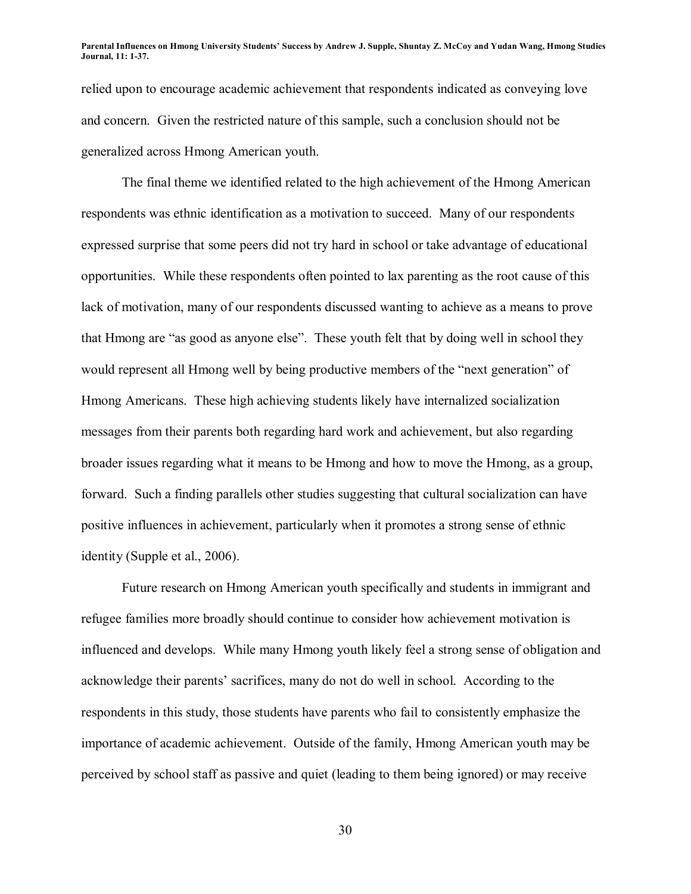relied upon to encourage academic achievement that respondents indicated as conveying love and concern. Given the restricted nature of this sample, such a conclusion should not be generalized across Hmong American youth.

The final theme we identified related to the high achievement of the Hmong American respondents was ethnic identification as a motivation to succeed. Many of our respondents expressed surprise that some peers did not try hard in school or take advantage of educational opportunities. While these respondents often pointed to lax parenting as the root cause of this lack of motivation, many of our respondents discussed wanting to achieve as a means to prove that Hmong are "as good as anyone else". These youth felt that by doing well in school they would represent all Hmong well by being productive members of the "next generation" of Hmong Americans. These high achieving students likely have internalized socialization messages from their parents both regarding hard work and achievement, but also regarding broader issues regarding what it means to be Hmong and how to move the Hmong, as a group, forward. Such a finding parallels other studies suggesting that cultural socialization can have positive influences in achievement, particularly when it promotes a strong sense of ethnic identity (Supple et al., 2006).

Future research on Hmong American youth specifically and students in immigrant and refugee families more broadly should continue to consider how achievement motivation is influenced and develops. While many Hmong youth likely feel a strong sense of obligation and acknowledge their parents' sacrifices, many do not do well in school. According to the respondents in this study, those students have parents who fail to consistently emphasize the importance of academic achievement. Outside of the family, Hmong American youth may be perceived by school staff as passive and quiet (leading to them being ignored) or may receive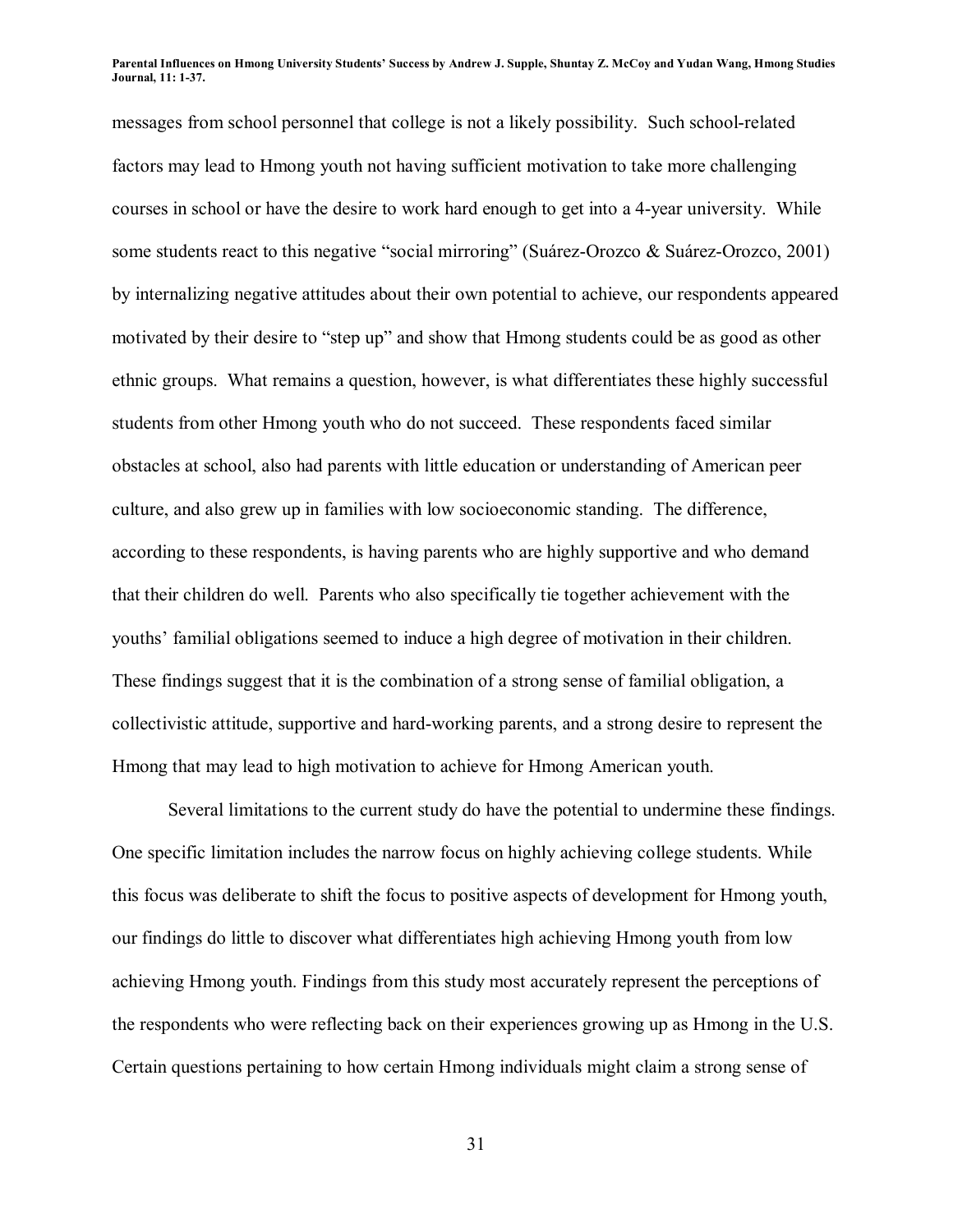messages from school personnel that college is not a likely possibility. Such school-related factors may lead to Hmong youth not having sufficient motivation to take more challenging courses in school or have the desire to work hard enough to get into a 4-year university. While some students react to this negative "social mirroring" (Suárez-Orozco & Suárez-Orozco, 2001) by internalizing negative attitudes about their own potential to achieve, our respondents appeared motivated by their desire to "step up" and show that Hmong students could be as good as other ethnic groups. What remains a question, however, is what differentiates these highly successful students from other Hmong youth who do not succeed. These respondents faced similar obstacles at school, also had parents with little education or understanding of American peer culture, and also grew up in families with low socioeconomic standing. The difference, according to these respondents, is having parents who are highly supportive and who demand that their children do well. Parents who also specifically tie together achievement with the youths' familial obligations seemed to induce a high degree of motivation in their children. These findings suggest that it is the combination of a strong sense of familial obligation, a collectivistic attitude, supportive and hard-working parents, and a strong desire to represent the Hmong that may lead to high motivation to achieve for Hmong American youth.

Several limitations to the current study do have the potential to undermine these findings. One specific limitation includes the narrow focus on highly achieving college students. While this focus was deliberate to shift the focus to positive aspects of development for Hmong youth, our findings do little to discover what differentiates high achieving Hmong youth from low achieving Hmong youth. Findings from this study most accurately represent the perceptions of the respondents who were reflecting back on their experiences growing up as Hmong in the U.S. Certain questions pertaining to how certain Hmong individuals might claim a strong sense of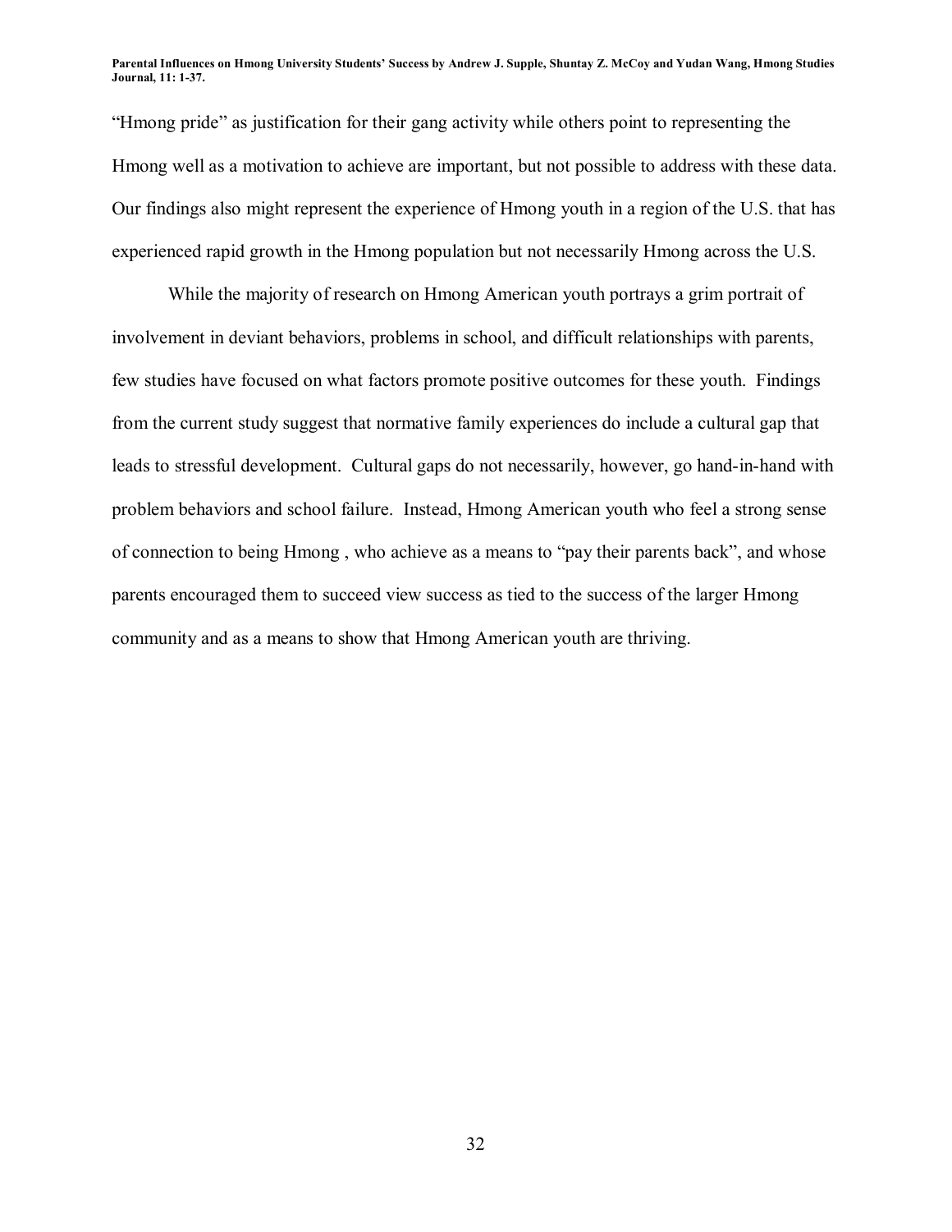"Hmong pride" as justification for their gang activity while others point to representing the Hmong well as a motivation to achieve are important, but not possible to address with these data. Our findings also might represent the experience of Hmong youth in a region of the U.S. that has experienced rapid growth in the Hmong population but not necessarily Hmong across the U.S.

While the majority of research on Hmong American youth portrays a grim portrait of involvement in deviant behaviors, problems in school, and difficult relationships with parents, few studies have focused on what factors promote positive outcomes for these youth. Findings from the current study suggest that normative family experiences do include a cultural gap that leads to stressful development. Cultural gaps do not necessarily, however, go hand-in-hand with problem behaviors and school failure. Instead, Hmong American youth who feel a strong sense of connection to being Hmong , who achieve as a means to "pay their parents back", and whose parents encouraged them to succeed view success as tied to the success of the larger Hmong community and as a means to show that Hmong American youth are thriving.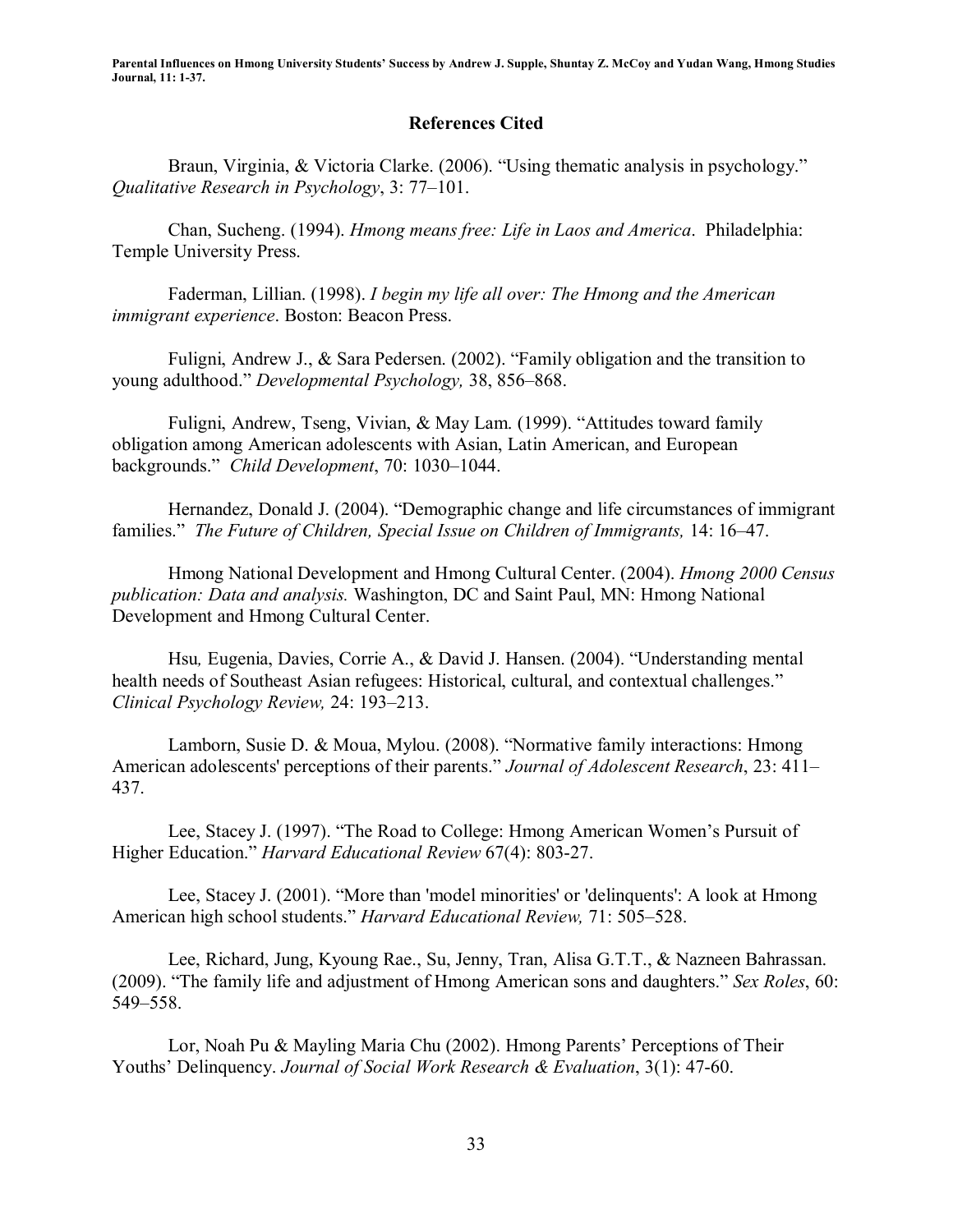## References Cited

Braun, Virginia, & Victoria Clarke. (2006). “Using thematic analysis in psychology.” *Qualitative Research in Psychology*, 3: 77–101.

Chan, Sucheng. (1994). *Hmong means free: Life in Laos and America*. Philadelphia: Temple University Press.

Faderman, Lillian. (1998). *I begin my life all over: The Hmong and the American immigrant experience*. Boston: Beacon Press.

Fuligni, Andrew J., & Sara Pedersen. (2002). “Family obligation and the transition to young adulthood.” *Developmental Psychology,* 38, 856–868.

Fuligni, Andrew, Tseng, Vivian, & May Lam. (1999). “Attitudes toward family obligation among American adolescents with Asian, Latin American, and European backgrounds.” *Child Development*, 70: 1030–1044.

Hernandez, Donald J. (2004). “Demographic change and life circumstances of immigrant families.” *The Future of Children, Special Issue on Children of Immigrants,* 14: 16–47.

Hmong National Development and Hmong Cultural Center. (2004). *Hmong 2000 Census publication: Data and analysis.* Washington, DC and Saint Paul, MN: Hmong National Development and Hmong Cultural Center.

Hsu*,* Eugenia, Davies, Corrie A., & David J. Hansen. (2004). “Understanding mental health needs of Southeast Asian refugees: Historical, cultural, and contextual challenges.” *Clinical Psychology Review,* 24: 193–213.

Lamborn, Susie D. & Moua, Mylou. (2008). “Normative family interactions: Hmong American adolescents' perceptions of their parents.” *Journal of Adolescent Research*, 23: 411–437.

Lee, Stacey J. (1997). “The Road to College: Hmong American Women’s Pursuit of Higher Education.” *Harvard Educational Review* 67(4): 803-27.

Lee, Stacey J. (2001). “More than 'model minorities' or 'delinquents': A look at Hmong American high school students.” *Harvard Educational Review,* 71: 505–528.

Lee, Richard, Jung, Kyoung Rae., Su, Jenny, Tran, Alisa G.T.T., & Nazneen Bahrassan. (2009). “The family life and adjustment of Hmong American sons and daughters.” *Sex Roles*, 60: 549–558.

Lor, Noah Pu & Mayling Maria Chu (2002). Hmong Parents’ Perceptions of Their Youths’ Delinquency. *Journal of Social Work Research & Evaluation*, 3(1): 47-60.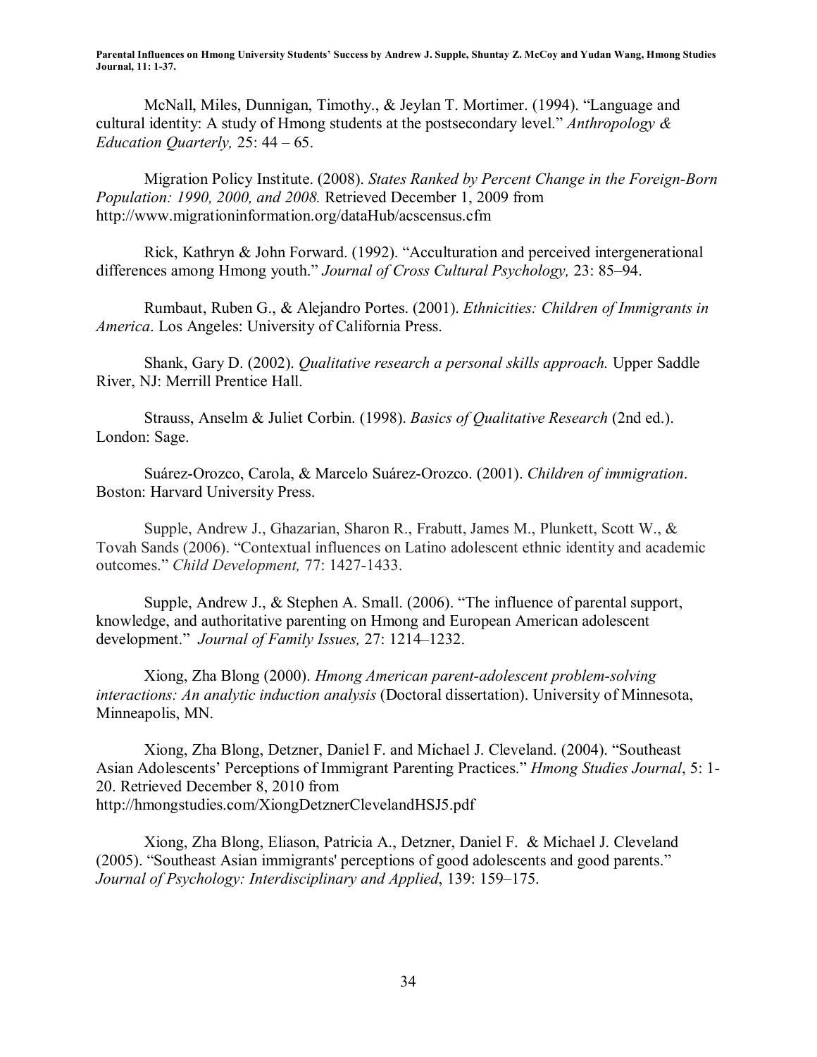McNall, Miles, Dunnigan, Timothy., & Jeylan T. Mortimer. (1994). "Language and cultural identity: A study of Hmong students at the postsecondary level." *Anthropology & Education Quarterly,* 25: 44 – 65.

Migration Policy Institute. (2008). *States Ranked by Percent Change in the Foreign-Born Population: 1990, 2000, and 2008.* Retrieved December 1, 2009 from http://www.migrationinformation.org/dataHub/acscensus.cfm

Rick, Kathryn & John Forward. (1992). "Acculturation and perceived intergenerational differences among Hmong youth." *Journal of Cross Cultural Psychology,* 23: 85–94.

Rumbaut, Ruben G., & Alejandro Portes. (2001). *Ethnicities: Children of Immigrants in America*. Los Angeles: University of California Press.

Shank, Gary D. (2002). *Qualitative research a personal skills approach.* Upper Saddle River, NJ: Merrill Prentice Hall.

Strauss, Anselm & Juliet Corbin. (1998). *Basics of Qualitative Research* (2nd ed.). London: Sage.

Suárez-Orozco, Carola, & Marcelo Suárez-Orozco. (2001). *Children of immigration*. Boston: Harvard University Press.

Supple, Andrew J., Ghazarian, Sharon R., Frabutt, James M., Plunkett, Scott W., & Tovah Sands (2006). "Contextual influences on Latino adolescent ethnic identity and academic outcomes." *Child Development,* 77: 1427-1433.

Supple, Andrew J., & Stephen A. Small. (2006). "The influence of parental support, knowledge, and authoritative parenting on Hmong and European American adolescent development." *Journal of Family Issues,* 27: 1214–1232.

Xiong, Zha Blong (2000). *Hmong American parent-adolescent problem-solving interactions: An analytic induction analysis* (Doctoral dissertation). University of Minnesota, Minneapolis, MN.

Xiong, Zha Blong, Detzner, Daniel F. and Michael J. Cleveland. (2004). "Southeast Asian Adolescents' Perceptions of Immigrant Parenting Practices." *Hmong Studies Journal*, 5: 1-20. Retrieved December 8, 2010 from http://hmongstudies.com/XiongDetznerClevelandHSJ5.pdf

Xiong, Zha Blong, Eliason, Patricia A., Detzner, Daniel F. & Michael J. Cleveland (2005). "Southeast Asian immigrants' perceptions of good adolescents and good parents." *Journal of Psychology: Interdisciplinary and Applied*, 139: 159–175.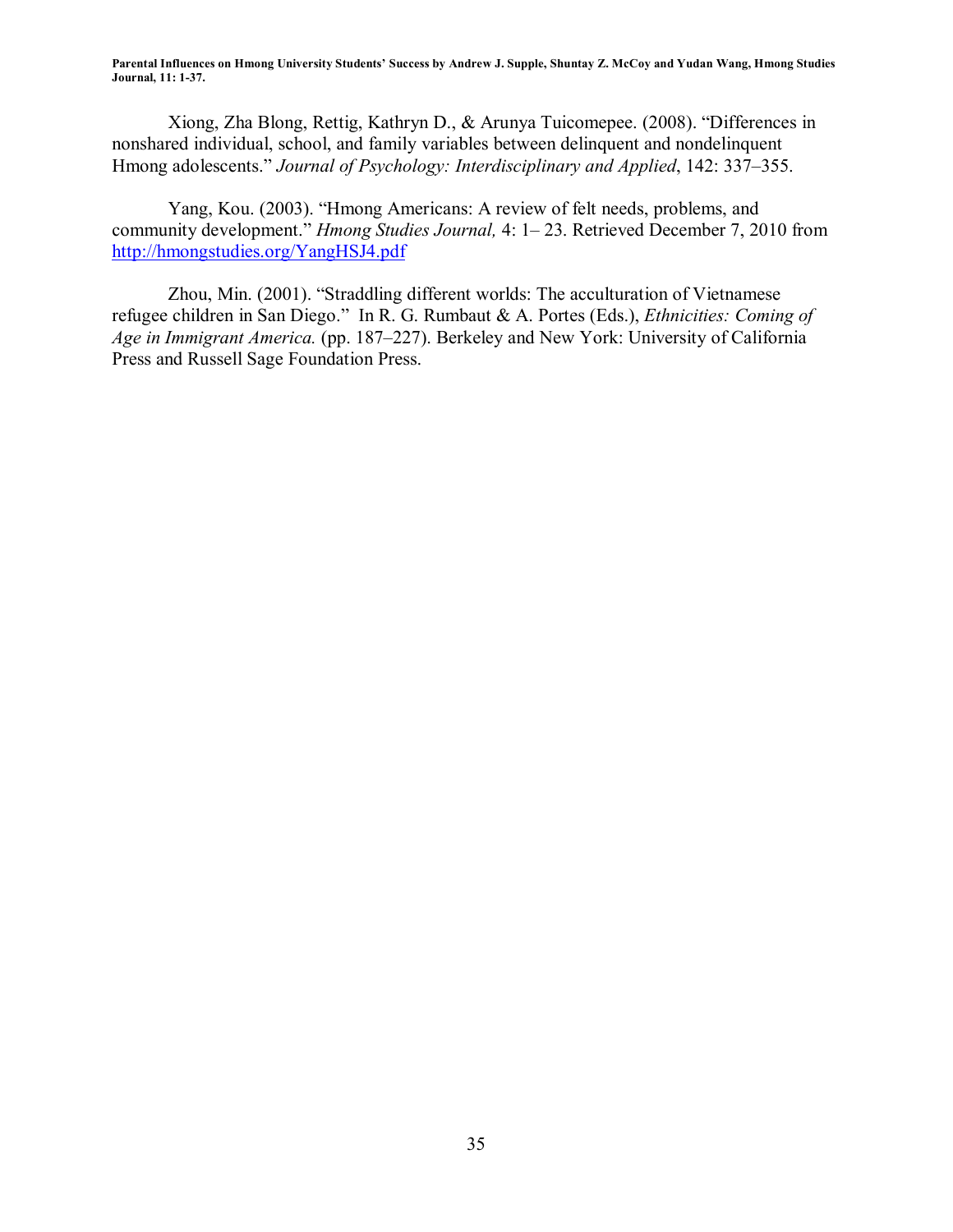Xiong, Zha Blong, Rettig, Kathryn D., & Arunya Tuicomepee. (2008). "Differences in nonshared individual, school, and family variables between delinquent and nondelinquent Hmong adolescents." *Journal of Psychology: Interdisciplinary and Applied*, 142: 337–355.

Yang, Kou. (2003). "Hmong Americans: A review of felt needs, problems, and community development." *Hmong Studies Journal,* 4: 1– 23. Retrieved December 7, 2010 from http://hmongstudies.org/YangHSJ4.pdf

Zhou, Min. (2001). "Straddling different worlds: The acculturation of Vietnamese refugee children in San Diego." In R. G. Rumbaut & A. Portes (Eds.), *Ethnicities: Coming of Age in Immigrant America.* (pp. 187–227). Berkeley and New York: University of California Press and Russell Sage Foundation Press.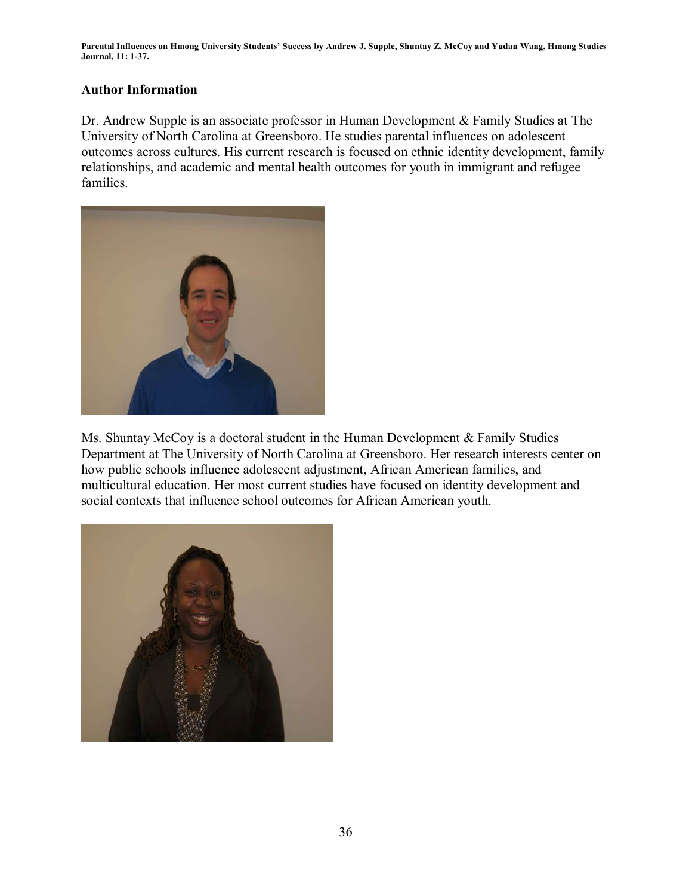## Author Information

Dr. Andrew Supple is an associate professor in Human Development & Family Studies at The University of North Carolina at Greensboro. He studies parental influences on adolescent outcomes across cultures. His current research is focused on ethnic identity development, family relationships, and academic and mental health outcomes for youth in immigrant and refugee families.

Ms. Shuntay McCoy is a doctoral student in the Human Development & Family Studies Department at The University of North Carolina at Greensboro. Her research interests center on how public schools influence adolescent adjustment, African American families, and multicultural education. Her most current studies have focused on identity development and social contexts that influence school outcomes for African American youth.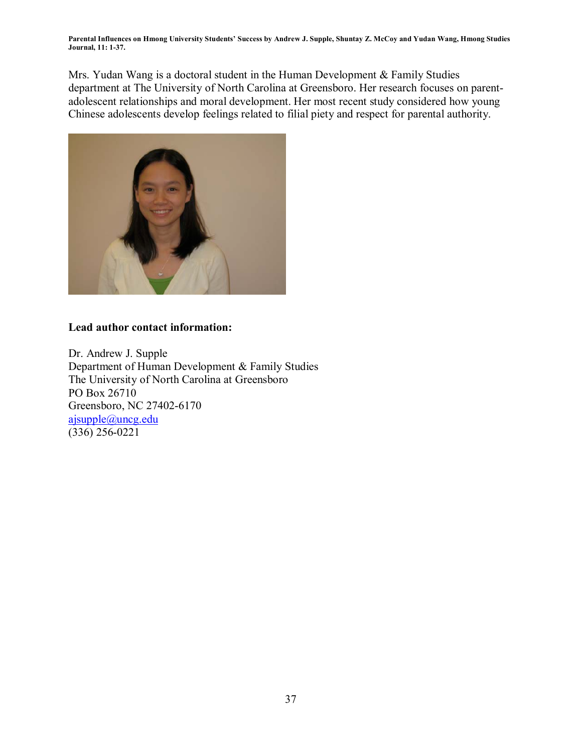Mrs. Yudan Wang is a doctoral student in the Human Development & Family Studies department at The University of North Carolina at Greensboro. Her research focuses on parent-adolescent relationships and moral development. Her most recent study considered how young Chinese adolescents develop feelings related to filial piety and respect for parental authority.

**Lead author contact information:**

Dr. Andrew J. Supple  
Department of Human Development & Family Studies  
The University of North Carolina at Greensboro  
PO Box 26710  
Greensboro, NC 27402-6170  
ajsupple@uncg.edu  
(336) 256-0221